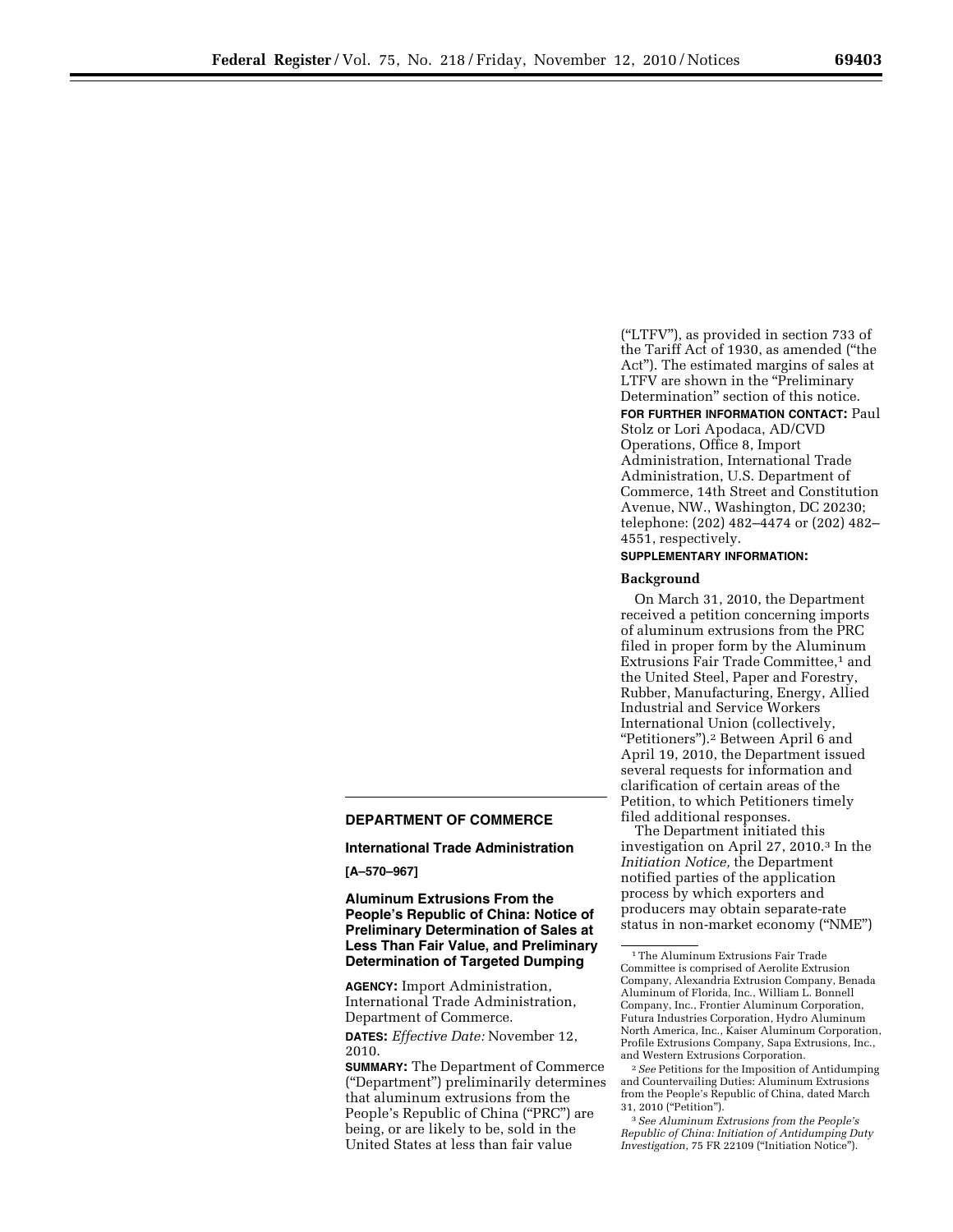**DEPARTMENT OF COMMERCE**

**International Trade Administration**

**[A–570–967]**

**Aluminum Extrusions From the People's Republic of China: Notice of Preliminary Determination of Sales at Less Than Fair Value, and Preliminary Determination of Targeted Dumping**

**AGENCY:** Import Administration, International Trade Administration, Department of Commerce.

**DATES:** *Effective Date:* November 12, 2010.

**SUMMARY:** The Department of Commerce ("Department") preliminarily determines that aluminum extrusions from the People's Republic of China ("PRC") are being, or are likely to be, sold in the United States at less than fair value ("LTFV"), as provided in section 733 of the Tariff Act of 1930, as amended ("the Act"). The estimated margins of sales at LTFV are shown in the "Preliminary Determination" section of this notice.

**FOR FURTHER INFORMATION CONTACT:** Paul Stolz or Lori Apodaca, AD/CVD Operations, Office 8, Import Administration, International Trade Administration, U.S. Department of Commerce, 14th Street and Constitution Avenue, NW., Washington, DC 20230; telephone: (202) 482–4474 or (202) 482–4551, respectively.

**SUPPLEMENTARY INFORMATION:**

**Background**

On March 31, 2010, the Department received a petition concerning imports of aluminum extrusions from the PRC filed in proper form by the Aluminum Extrusions Fair Trade Committee,[1] and the United Steel, Paper and Forestry, Rubber, Manufacturing, Energy, Allied Industrial and Service Workers International Union (collectively, "Petitioners").[2] Between April 6 and April 19, 2010, the Department issued several requests for information and clarification of certain areas of the Petition, to which Petitioners timely filed additional responses.

The Department initiated this investigation on April 27, 2010.[3] In the *Initiation Notice,* the Department notified parties of the application process by which exporters and producers may obtain separate-rate status in non-market economy ("NME")

---

[1] The Aluminum Extrusions Fair Trade Committee is comprised of Aerolite Extrusion Company, Alexandria Extrusion Company, Benada Aluminum of Florida, Inc., William L. Bonnell Company, Inc., Frontier Aluminum Corporation, Futura Industries Corporation, Hydro Aluminum North America, Inc., Kaiser Aluminum Corporation, Profile Extrusions Company, Sapa Extrusions, Inc., and Western Extrusions Corporation.

[2] *See* Petitions for the Imposition of Antidumping and Countervailing Duties: Aluminum Extrusions from the People's Republic of China, dated March 31, 2010 ("Petition").

[3] *See Aluminum Extrusions from the People's Republic of China: Initiation of Antidumping Duty Investigation,* 75 FR 22109 ("Initiation Notice").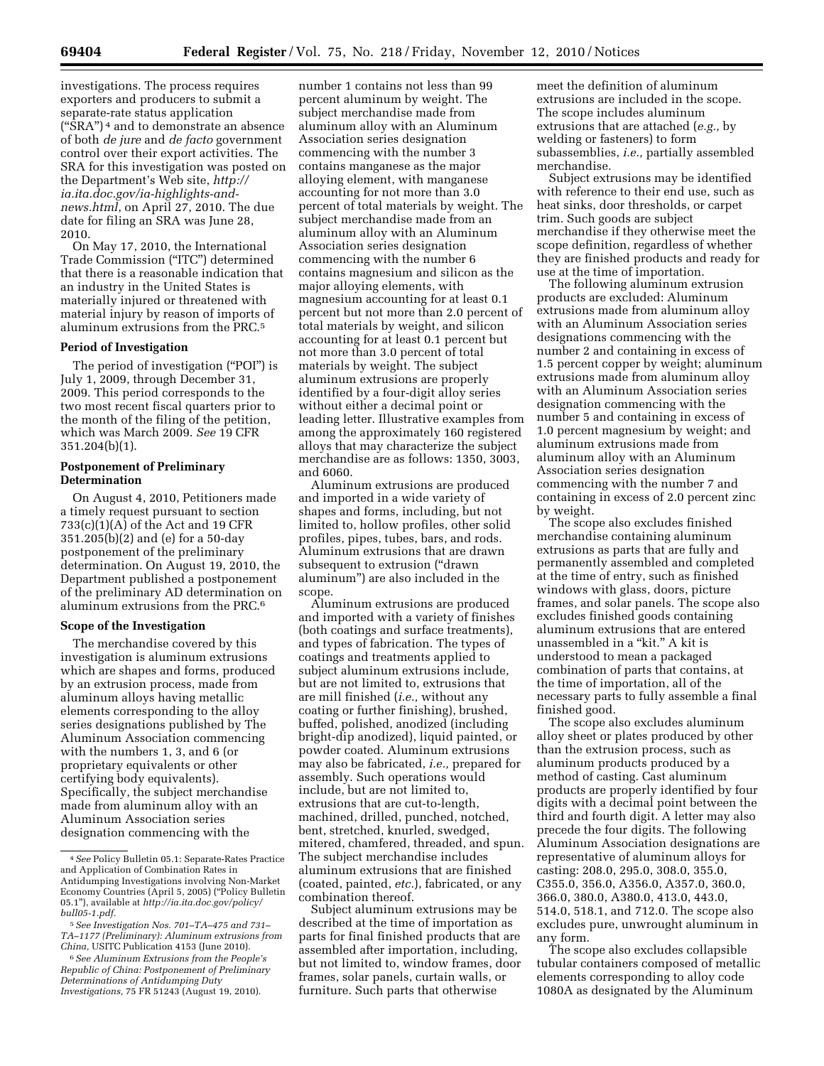investigations. The process requires exporters and producers to submit a separate-rate status application ("SRA") [4] and to demonstrate an absence of both *de jure* and *de facto* government control over their export activities. The SRA for this investigation was posted on the Department's Web site, *http://ia.ita.doc.gov/ia-highlights-and-news.html*, on April 27, 2010. The due date for filing an SRA was June 28, 2010.

On May 17, 2010, the International Trade Commission ("ITC") determined that there is a reasonable indication that an industry in the United States is materially injured or threatened with material injury by reason of imports of aluminum extrusions from the PRC.[5]

**Period of Investigation**

The period of investigation ("POI") is July 1, 2009, through December 31, 2009. This period corresponds to the two most recent fiscal quarters prior to the month of the filing of the petition, which was March 2009. *See* 19 CFR 351.204(b)(1).

**Postponement of Preliminary Determination**

On August 4, 2010, Petitioners made a timely request pursuant to section 733(c)(1)(A) of the Act and 19 CFR 351.205(b)(2) and (e) for a 50-day postponement of the preliminary determination. On August 19, 2010, the Department published a postponement of the preliminary AD determination on aluminum extrusions from the PRC.[6]

**Scope of the Investigation**

The merchandise covered by this investigation is aluminum extrusions which are shapes and forms, produced by an extrusion process, made from aluminum alloys having metallic elements corresponding to the alloy series designations published by The Aluminum Association commencing with the numbers 1, 3, and 6 (or proprietary equivalents or other certifying body equivalents). Specifically, the subject merchandise made from aluminum alloy with an Aluminum Association series designation commencing with the number 1 contains not less than 99 percent aluminum by weight. The subject merchandise made from aluminum alloy with an Aluminum Association series designation commencing with the number 3 contains manganese as the major alloying element, with manganese accounting for not more than 3.0 percent of total materials by weight. The subject merchandise made from an aluminum alloy with an Aluminum Association series designation commencing with the number 6 contains magnesium and silicon as the major alloying elements, with magnesium accounting for at least 0.1 percent but not more than 2.0 percent of total materials by weight, and silicon accounting for at least 0.1 percent but not more than 3.0 percent of total materials by weight. The subject aluminum extrusions are properly identified by a four-digit alloy series without either a decimal point or leading letter. Illustrative examples from among the approximately 160 registered alloys that may characterize the subject merchandise are as follows: 1350, 3003, and 6060.

Aluminum extrusions are produced and imported in a wide variety of shapes and forms, including, but not limited to, hollow profiles, other solid profiles, pipes, tubes, bars, and rods. Aluminum extrusions that are drawn subsequent to extrusion ("drawn aluminum") are also included in the scope.

Aluminum extrusions are produced and imported with a variety of finishes (both coatings and surface treatments), and types of fabrication. The types of coatings and treatments applied to subject aluminum extrusions include, but are not limited to, extrusions that are mill finished (*i.e.,* without any coating or further finishing), brushed, buffed, polished, anodized (including bright-dip anodized), liquid painted, or powder coated. Aluminum extrusions may also be fabricated, *i.e.,* prepared for assembly. Such operations would include, but are not limited to, extrusions that are cut-to-length, machined, drilled, punched, notched, bent, stretched, knurled, swedged, mitered, chamfered, threaded, and spun. The subject merchandise includes aluminum extrusions that are finished (coated, painted, *etc.*), fabricated, or any combination thereof.

Subject aluminum extrusions may be described at the time of importation as parts for final finished products that are assembled after importation, including, but not limited to, window frames, door frames, solar panels, curtain walls, or furniture. Such parts that otherwise meet the definition of aluminum extrusions are included in the scope. The scope includes aluminum extrusions that are attached (*e.g.,* by welding or fasteners) to form subassemblies, *i.e.,* partially assembled merchandise.

Subject extrusions may be identified with reference to their end use, such as heat sinks, door thresholds, or carpet trim. Such goods are subject merchandise if they otherwise meet the scope definition, regardless of whether they are finished products and ready for use at the time of importation.

The following aluminum extrusion products are excluded: Aluminum extrusions made from aluminum alloy with an Aluminum Association series designations commencing with the number 2 and containing in excess of 1.5 percent copper by weight; aluminum extrusions made from aluminum alloy with an Aluminum Association series designation commencing with the number 5 and containing in excess of 1.0 percent magnesium by weight; and aluminum extrusions made from aluminum alloy with an Aluminum Association series designation commencing with the number 7 and containing in excess of 2.0 percent zinc by weight.

The scope also excludes finished merchandise containing aluminum extrusions as parts that are fully and permanently assembled and completed at the time of entry, such as finished windows with glass, doors, picture frames, and solar panels. The scope also excludes finished goods containing aluminum extrusions that are entered unassembled in a "kit." A kit is understood to mean a packaged combination of parts that contains, at the time of importation, all of the necessary parts to fully assemble a final finished good.

The scope also excludes aluminum alloy sheet or plates produced by other than the extrusion process, such as aluminum products produced by a method of casting. Cast aluminum products are properly identified by four digits with a decimal point between the third and fourth digit. A letter may also precede the four digits. The following Aluminum Association designations are representative of aluminum alloys for casting: 208.0, 295.0, 308.0, 355.0, C355.0, 356.0, A356.0, A357.0, 360.0, 366.0, 380.0, A380.0, 413.0, 443.0, 514.0, 518.1, and 712.0. The scope also excludes pure, unwrought aluminum in any form.

The scope also excludes collapsible tubular containers composed of metallic elements corresponding to alloy code 1080A as designated by the Aluminum

---

[4] *See* Policy Bulletin 05.1: Separate-Rates Practice and Application of Combination Rates in Antidumping Investigations involving Non-Market Economy Countries (April 5, 2005) ("Policy Bulletin 05.1"), available at *http://ia.ita.doc.gov/policy/bull05-1.pdf.*

[5] *See Investigation Nos. 701–TA–475 and 731–TA–1177 (Preliminary): Aluminum extrusions from China,* USITC Publication 4153 (June 2010).

[6] *See Aluminum Extrusions from the People's Republic of China: Postponement of Preliminary Determinations of Antidumping Duty Investigations,* 75 FR 51243 (August 19, 2010).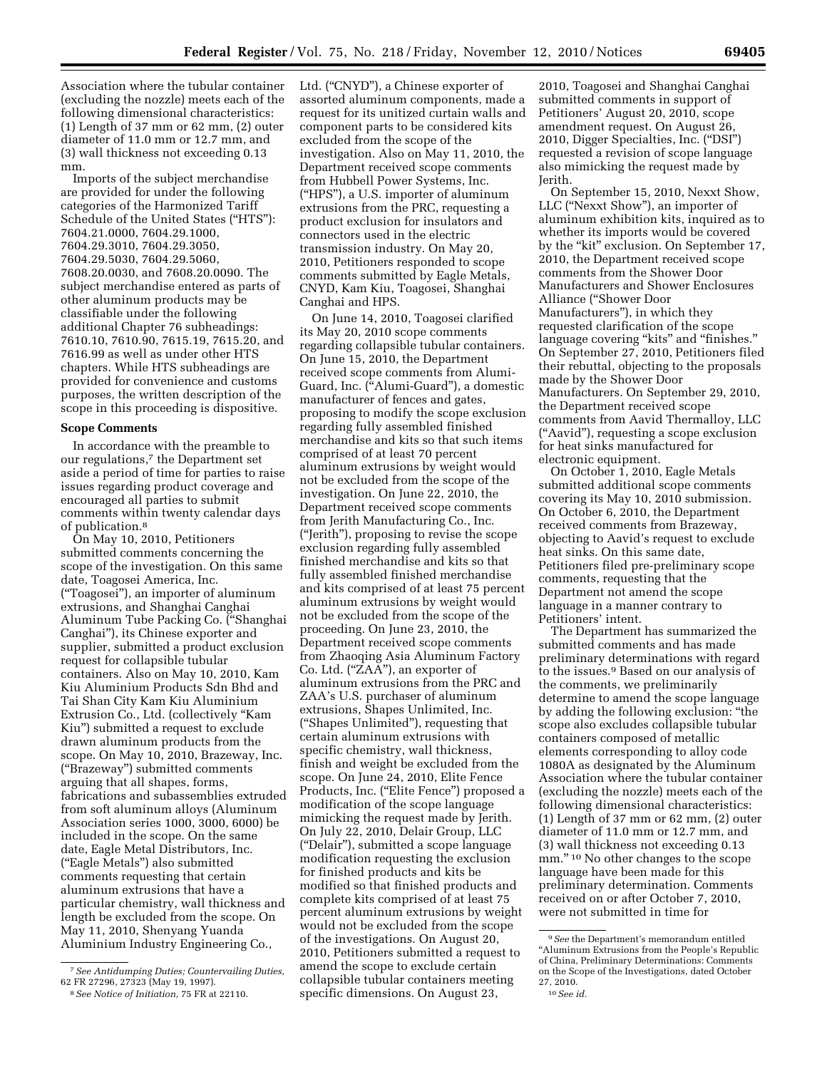Association where the tubular container (excluding the nozzle) meets each of the following dimensional characteristics: (1) Length of 37 mm or 62 mm, (2) outer diameter of 11.0 mm or 12.7 mm, and (3) wall thickness not exceeding 0.13 mm.

Imports of the subject merchandise are provided for under the following categories of the Harmonized Tariff Schedule of the United States ("HTS"): 7604.21.0000, 7604.29.1000, 7604.29.3010, 7604.29.3050, 7604.29.5030, 7604.29.5060, 7608.20.0030, and 7608.20.0090. The subject merchandise entered as parts of other aluminum products may be classifiable under the following additional Chapter 76 subheadings: 7610.10, 7610.90, 7615.19, 7615.20, and 7616.99 as well as under other HTS chapters. While HTS subheadings are provided for convenience and customs purposes, the written description of the scope in this proceeding is dispositive.

**Scope Comments**

In accordance with the preamble to our regulations,[7] the Department set aside a period of time for parties to raise issues regarding product coverage and encouraged all parties to submit comments within twenty calendar days of publication.[8]

On May 10, 2010, Petitioners submitted comments concerning the scope of the investigation. On this same date, Toagosei America, Inc. ("Toagosei"), an importer of aluminum extrusions, and Shanghai Canghai Aluminum Tube Packing Co. ("Shanghai Canghai"), its Chinese exporter and supplier, submitted a product exclusion request for collapsible tubular containers. Also on May 10, 2010, Kam Kiu Aluminium Products Sdn Bhd and Tai Shan City Kam Kiu Aluminium Extrusion Co., Ltd. (collectively "Kam Kiu") submitted a request to exclude drawn aluminum products from the scope. On May 10, 2010, Brazeway, Inc. ("Brazeway") submitted comments arguing that all shapes, forms, fabrications and subassemblies extruded from soft aluminum alloys (Aluminum Association series 1000, 3000, 6000) be included in the scope. On the same date, Eagle Metal Distributors, Inc. ("Eagle Metals") also submitted comments requesting that certain aluminum extrusions that have a particular chemistry, wall thickness and length be excluded from the scope. On May 11, 2010, Shenyang Yuanda Aluminium Industry Engineering Co., Ltd. ("CNYD"), a Chinese exporter of assorted aluminum components, made a request for its unitized curtain walls and component parts to be considered kits excluded from the scope of the investigation. Also on May 11, 2010, the Department received scope comments from Hubbell Power Systems, Inc. ("HPS"), a U.S. importer of aluminum extrusions from the PRC, requesting a product exclusion for insulators and connectors used in the electric transmission industry. On May 20, 2010, Petitioners responded to scope comments submitted by Eagle Metals, CNYD, Kam Kiu, Toagosei, Shanghai Canghai and HPS.

On June 14, 2010, Toagosei clarified its May 20, 2010 scope comments regarding collapsible tubular containers. On June 15, 2010, the Department received scope comments from Alumi-Guard, Inc. ("Alumi-Guard"), a domestic manufacturer of fences and gates, proposing to modify the scope exclusion regarding fully assembled finished merchandise and kits so that such items comprised of at least 70 percent aluminum extrusions by weight would not be excluded from the scope of the investigation. On June 22, 2010, the Department received scope comments from Jerith Manufacturing Co., Inc. ("Jerith"), proposing to revise the scope exclusion regarding fully assembled finished merchandise and kits so that fully assembled finished merchandise and kits comprised of at least 75 percent aluminum extrusions by weight would not be excluded from the scope of the proceeding. On June 23, 2010, the Department received scope comments from Zhaoqing Asia Aluminum Factory Co. Ltd. ("ZAA"), an exporter of aluminum extrusions from the PRC and ZAA's U.S. purchaser of aluminum extrusions, Shapes Unlimited, Inc. ("Shapes Unlimited"), requesting that certain aluminum extrusions with specific chemistry, wall thickness, finish and weight be excluded from the scope. On June 24, 2010, Elite Fence Products, Inc. ("Elite Fence") proposed a modification of the scope language mimicking the request made by Jerith. On July 22, 2010, Delair Group, LLC ("Delair"), submitted a scope language modification requesting the exclusion for finished products and kits be modified so that finished products and complete kits comprised of at least 75 percent aluminum extrusions by weight would not be excluded from the scope of the investigations. On August 20, 2010, Petitioners submitted a request to amend the scope to exclude certain collapsible tubular containers meeting specific dimensions. On August 23, 2010, Toagosei and Shanghai Canghai submitted comments in support of Petitioners' August 20, 2010, scope amendment request. On August 26, 2010, Digger Specialties, Inc. ("DSI") requested a revision of scope language also mimicking the request made by Jerith.

On September 15, 2010, Nexxt Show, LLC ("Nexxt Show"), an importer of aluminum exhibition kits, inquired as to whether its imports would be covered by the "kit" exclusion. On September 17, 2010, the Department received scope comments from the Shower Door Manufacturers and Shower Enclosures Alliance ("Shower Door Manufacturers"), in which they requested clarification of the scope language covering "kits" and "finishes." On September 27, 2010, Petitioners filed their rebuttal, objecting to the proposals made by the Shower Door Manufacturers. On September 29, 2010, the Department received scope comments from Aavid Thermalloy, LLC ("Aavid"), requesting a scope exclusion for heat sinks manufactured for electronic equipment.

On October 1, 2010, Eagle Metals submitted additional scope comments covering its May 10, 2010 submission. On October 6, 2010, the Department received comments from Brazeway, objecting to Aavid's request to exclude heat sinks. On this same date, Petitioners filed pre-preliminary scope comments, requesting that the Department not amend the scope language in a manner contrary to Petitioners' intent.

The Department has summarized the submitted comments and has made preliminary determinations with regard to the issues.[9] Based on our analysis of the comments, we preliminarily determine to amend the scope language by adding the following exclusion: "the scope also excludes collapsible tubular containers composed of metallic elements corresponding to alloy code 1080A as designated by the Aluminum Association where the tubular container (excluding the nozzle) meets each of the following dimensional characteristics: (1) Length of 37 mm or 62 mm, (2) outer diameter of 11.0 mm or 12.7 mm, and (3) wall thickness not exceeding 0.13 mm."[10] No other changes to the scope language have been made for this preliminary determination. Comments received on or after October 7, 2010, were not submitted in time for

---

[7] *See Antidumping Duties; Countervailing Duties,* 62 FR 27296, 27323 (May 19, 1997).

[8] *See Notice of Initiation,* 75 FR at 22110.

[9] *See* the Department's memorandum entitled "Aluminum Extrusions from the People's Republic of China, Preliminary Determinations: Comments on the Scope of the Investigations, dated October 27, 2010.

[10] *See id.*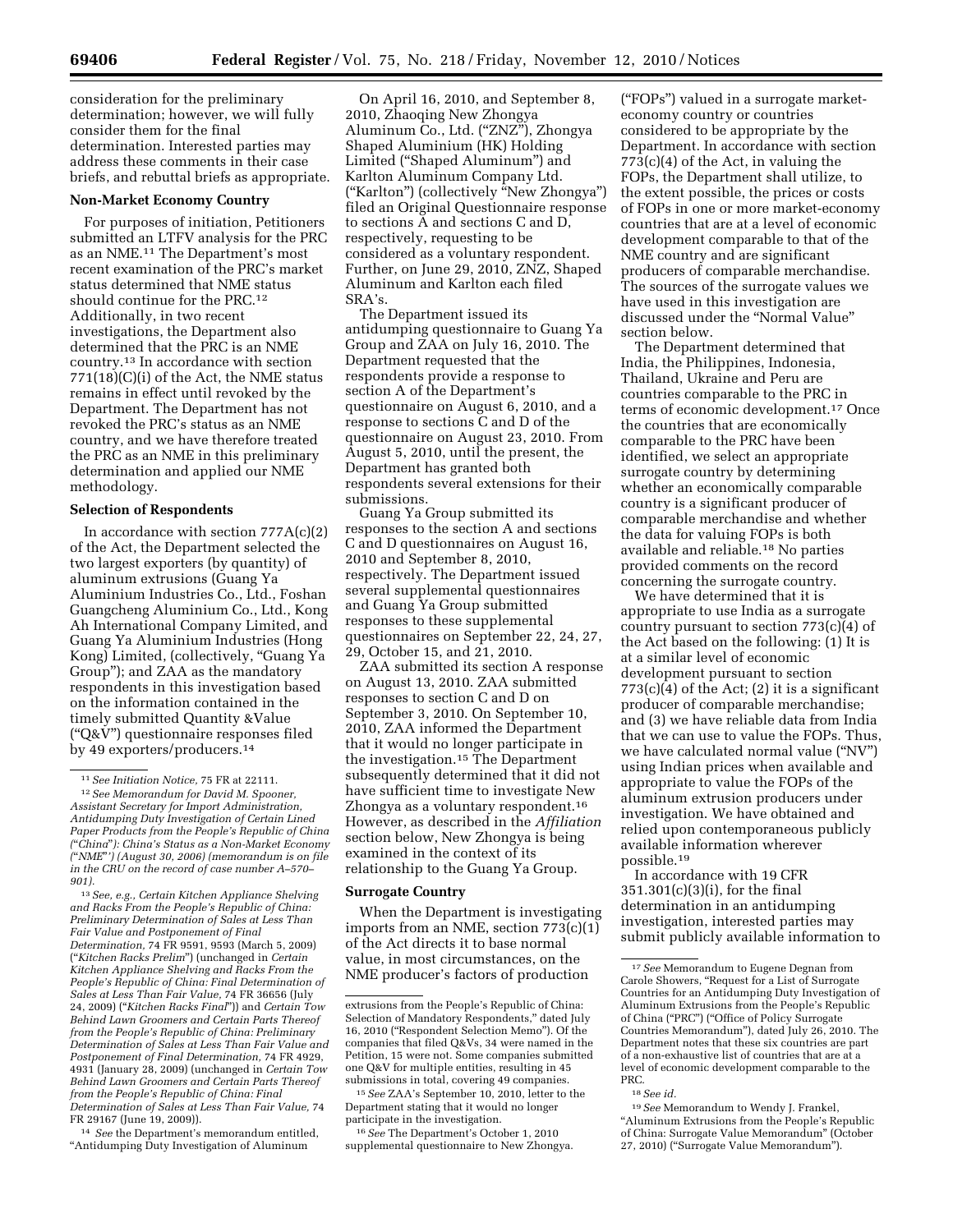consideration for the preliminary determination; however, we will fully consider them for the final determination. Interested parties may address these comments in their case briefs, and rebuttal briefs as appropriate.

**Non-Market Economy Country**

For purposes of initiation, Petitioners submitted an LTFV analysis for the PRC as an NME.[11] The Department's most recent examination of the PRC's market status determined that NME status should continue for the PRC.[12] Additionally, in two recent investigations, the Department also determined that the PRC is an NME country.[13] In accordance with section 771(18)(C)(i) of the Act, the NME status remains in effect until revoked by the Department. The Department has not revoked the PRC's status as an NME country, and we have therefore treated the PRC as an NME in this preliminary determination and applied our NME methodology.

**Selection of Respondents**

In accordance with section 777A(c)(2) of the Act, the Department selected the two largest exporters (by quantity) of aluminum extrusions (Guang Ya Aluminium Industries Co., Ltd., Foshan Guangcheng Aluminium Co., Ltd., Kong Ah International Company Limited, and Guang Ya Aluminium Industries (Hong Kong) Limited, (collectively, "Guang Ya Group"); and ZAA as the mandatory respondents in this investigation based on the information contained in the timely submitted Quantity &Value ("Q&V") questionnaire responses filed by 49 exporters/producers.[14]

On April 16, 2010, and September 8, 2010, Zhaoqing New Zhongya Aluminum Co., Ltd. ("ZNZ"), Zhongya Shaped Aluminium (HK) Holding Limited ("Shaped Aluminum") and Karlton Aluminum Company Ltd. ("Karlton") (collectively "New Zhongya") filed an Original Questionnaire response to sections A and sections C and D, respectively, requesting to be considered as a voluntary respondent. Further, on June 29, 2010, ZNZ, Shaped Aluminum and Karlton each filed SRA's.

The Department issued its antidumping questionnaire to Guang Ya Group and ZAA on July 16, 2010. The Department requested that the respondents provide a response to section A of the Department's questionnaire on August 6, 2010, and a response to sections C and D of the questionnaire on August 23, 2010. From August 5, 2010, until the present, the Department has granted both respondents several extensions for their submissions.

Guang Ya Group submitted its responses to the section A and sections C and D questionnaires on August 16, 2010 and September 8, 2010, respectively. The Department issued several supplemental questionnaires and Guang Ya Group submitted responses to these supplemental questionnaires on September 22, 24, 27, 29, October 15, and 21, 2010.

ZAA submitted its section A response on August 13, 2010. ZAA submitted responses to section C and D on September 3, 2010. On September 10, 2010, ZAA informed the Department that it would no longer participate in the investigation.[15] The Department subsequently determined that it did not have sufficient time to investigate New Zhongya as a voluntary respondent.[16] However, as described in the *Affiliation* section below, New Zhongya is being examined in the context of its relationship to the Guang Ya Group.

**Surrogate Country**

When the Department is investigating imports from an NME, section 773(c)(1) of the Act directs it to base normal value, in most circumstances, on the NME producer's factors of production ("FOPs") valued in a surrogate market-economy country or countries considered to be appropriate by the Department. In accordance with section 773(c)(4) of the Act, in valuing the FOPs, the Department shall utilize, to the extent possible, the prices or costs of FOPs in one or more market-economy countries that are at a level of economic development comparable to that of the NME country and are significant producers of comparable merchandise. The sources of the surrogate values we have used in this investigation are discussed under the "Normal Value" section below.

The Department determined that India, the Philippines, Indonesia, Thailand, Ukraine and Peru are countries comparable to the PRC in terms of economic development.[17] Once the countries that are economically comparable to the PRC have been identified, we select an appropriate surrogate country by determining whether an economically comparable country is a significant producer of comparable merchandise and whether the data for valuing FOPs is both available and reliable.[18] No parties provided comments on the record concerning the surrogate country.

We have determined that it is appropriate to use India as a surrogate country pursuant to section 773(c)(4) of the Act based on the following: (1) It is at a similar level of economic development pursuant to section 773(c)(4) of the Act; (2) it is a significant producer of comparable merchandise; and (3) we have reliable data from India that we can use to value the FOPs. Thus, we have calculated normal value ("NV") using Indian prices when available and appropriate to value the FOPs of the aluminum extrusion producers under investigation. We have obtained and relied upon contemporaneous publicly available information wherever possible.[19]

In accordance with 19 CFR 351.301(c)(3)(i), for the final determination in an antidumping investigation, interested parties may submit publicly available information to

---

[11] *See Initiation Notice,* 75 FR at 22111.

[12] *See Memorandum for David M. Spooner, Assistant Secretary for Import Administration, Antidumping Duty Investigation of Certain Lined Paper Products from the People's Republic of China ("China"): China's Status as a Non-Market Economy ("NME"') (August 30, 2006) (memorandum is on file in the CRU on the record of case number A–570–901).*

[13] *See, e.g., Certain Kitchen Appliance Shelving and Racks From the People's Republic of China: Preliminary Determination of Sales at Less Than Fair Value and Postponement of Final Determination,* 74 FR 9591, 9593 (March 5, 2009) ("*Kitchen Racks Prelim*") (unchanged in *Certain Kitchen Appliance Shelving and Racks From the People's Republic of China: Final Determination of Sales at Less Than Fair Value,* 74 FR 36656 (July 24, 2009) ("*Kitchen Racks Final*")) and *Certain Tow Behind Lawn Groomers and Certain Parts Thereof from the People's Republic of China: Preliminary Determination of Sales at Less Than Fair Value and Postponement of Final Determination,* 74 FR 4929, 4931 (January 28, 2009) (unchanged in *Certain Tow Behind Lawn Groomers and Certain Parts Thereof from the People's Republic of China: Final Determination of Sales at Less Than Fair Value,* 74 FR 29167 (June 19, 2009)).

[14] *See* the Department's memorandum entitled, "Antidumping Duty Investigation of Aluminum extrusions from the People's Republic of China: Selection of Mandatory Respondents," dated July 16, 2010 ("Respondent Selection Memo"). Of the companies that filed Q&Vs, 34 were named in the Petition, 15 were not. Some companies submitted one Q&V for multiple entities, resulting in 45 submissions in total, covering 49 companies.

[15] *See* ZAA's September 10, 2010, letter to the Department stating that it would no longer participate in the investigation.

[16] *See* The Department's October 1, 2010 supplemental questionnaire to New Zhongya.

[17] *See* Memorandum to Eugene Degnan from Carole Showers, "Request for a List of Surrogate Countries for an Antidumping Duty Investigation of Aluminum Extrusions from the People's Republic of China ("PRC") ("Office of Policy Surrogate Countries Memorandum"), dated July 26, 2010. The Department notes that these six countries are part of a non-exhaustive list of countries that are at a level of economic development comparable to the PRC.

[18] *See id.*

[19] *See* Memorandum to Wendy J. Frankel, "Aluminum Extrusions from the People's Republic of China: Surrogate Value Memorandum" (October 27, 2010) ("Surrogate Value Memorandum").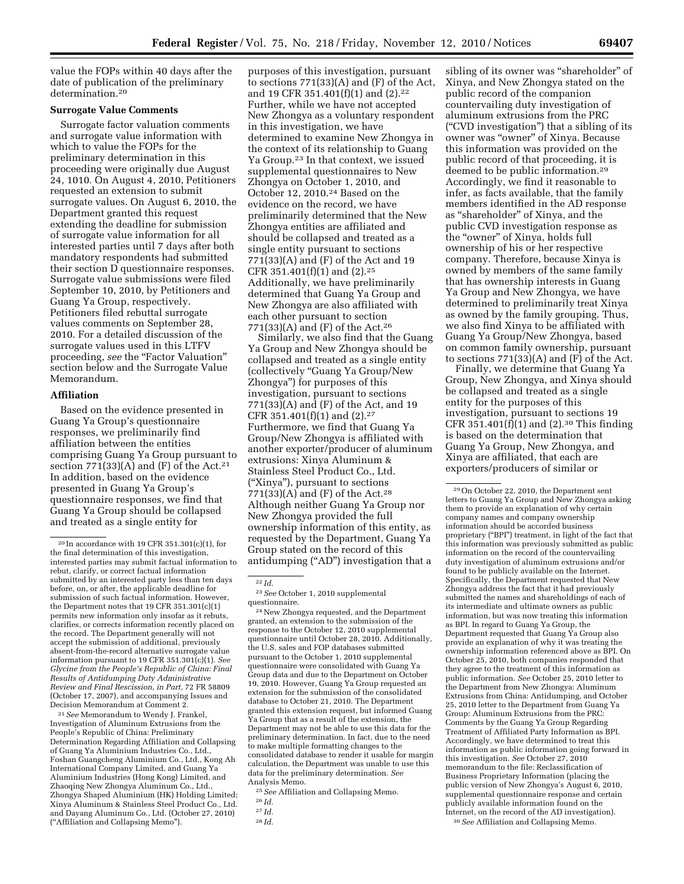value the FOPs within 40 days after the date of publication of the preliminary determination.[20]

**Surrogate Value Comments**

Surrogate factor valuation comments and surrogate value information with which to value the FOPs for the preliminary determination in this proceeding were originally due August 24, 1010. On August 4, 2010, Petitioners requested an extension to submit surrogate values. On August 6, 2010, the Department granted this request extending the deadline for submission of surrogate value information for all interested parties until 7 days after both mandatory respondents had submitted their section D questionnaire responses. Surrogate value submissions were filed September 10, 2010, by Petitioners and Guang Ya Group, respectively. Petitioners filed rebuttal surrogate values comments on September 28, 2010. For a detailed discussion of the surrogate values used in this LTFV proceeding, *see* the "Factor Valuation" section below and the Surrogate Value Memorandum.

**Affiliation**

Based on the evidence presented in Guang Ya Group's questionnaire responses, we preliminarily find affiliation between the entities comprising Guang Ya Group pursuant to section 771(33)(A) and (F) of the Act.[21] In addition, based on the evidence presented in Guang Ya Group's questionnaire responses, we find that Guang Ya Group should be collapsed and treated as a single entity for purposes of this investigation, pursuant to sections 771(33)(A) and (F) of the Act, and 19 CFR 351.401(f)(1) and (2).[22] Further, while we have not accepted New Zhongya as a voluntary respondent in this investigation, we have determined to examine New Zhongya in the context of its relationship to Guang Ya Group.[23] In that context, we issued supplemental questionnaires to New Zhongya on October 1, 2010, and October 12, 2010.[24] Based on the evidence on the record, we have preliminarily determined that the New Zhongya entities are affiliated and should be collapsed and treated as a single entity pursuant to sections 771(33)(A) and (F) of the Act and 19 CFR 351.401(f)(1) and (2).[25] Additionally, we have preliminarily determined that Guang Ya Group and New Zhongya are also affiliated with each other pursuant to section 771(33)(A) and (F) of the Act.[26]

Similarly, we also find that the Guang Ya Group and New Zhongya should be collapsed and treated as a single entity (collectively "Guang Ya Group/New Zhongya") for purposes of this investigation, pursuant to sections 771(33)(A) and (F) of the Act, and 19 CFR 351.401(f)(1) and (2).[27] Furthermore, we find that Guang Ya Group/New Zhongya is affiliated with another exporter/producer of aluminum extrusions: Xinya Aluminum & Stainless Steel Product Co., Ltd. ("Xinya"), pursuant to sections 771(33)(A) and (F) of the Act.[28] Although neither Guang Ya Group nor New Zhongya provided the full ownership information of this entity, as requested by the Department, Guang Ya Group stated on the record of this antidumping ("AD") investigation that a sibling of its owner was "shareholder" of Xinya, and New Zhongya stated on the public record of the companion countervailing duty investigation of aluminum extrusions from the PRC ("CVD investigation") that a sibling of its owner was "owner" of Xinya. Because this information was provided on the public record of that proceeding, it is deemed to be public information.[29] Accordingly, we find it reasonable to infer, as facts available, that the family members identified in the AD response as "shareholder" of Xinya, and the public CVD investigation response as the "owner" of Xinya, holds full ownership of his or her respective company. Therefore, because Xinya is owned by members of the same family that has ownership interests in Guang Ya Group and New Zhongya, we have determined to preliminarily treat Xinya as owned by the family grouping. Thus, we also find Xinya to be affiliated with Guang Ya Group/New Zhongya, based on common family ownership, pursuant to sections 771(33)(A) and (F) of the Act.

Finally, we determine that Guang Ya Group, New Zhongya, and Xinya should be collapsed and treated as a single entity for the purposes of this investigation, pursuant to sections 19 CFR 351.401(f)(1) and (2).[30] This finding is based on the determination that Guang Ya Group, New Zhongya, and Xinya are affiliated, that each are exporters/producers of similar or

---

[20] In accordance with 19 CFR 351.301(c)(1), for the final determination of this investigation, interested parties may submit factual information to rebut, clarify, or correct factual information submitted by an interested party less than ten days before, on, or after, the applicable deadline for submission of such factual information. However, the Department notes that 19 CFR 351.301(c)(1) permits new information only insofar as it rebuts, clarifies, or corrects information recently placed on the record. The Department generally will not accept the submission of additional, previously absent-from-the-record alternative surrogate value information pursuant to 19 CFR 351.301(c)(1). *See Glycine from the People's Republic of China: Final Results of Antidumping Duty Administrative Review and Final Rescission, in Part,* 72 FR 58809 (October 17, 2007), and accompanying Issues and Decision Memorandum at Comment 2.

[21] *See* Memorandum to Wendy J. Frankel, Investigation of Aluminum Extrusions from the People's Republic of China: Preliminary Determination Regarding Affiliation and Collapsing of Guang Ya Aluminium Industries Co., Ltd., Foshan Guangcheng Aluminium Co., Ltd., Kong Ah International Company Limited, and Guang Ya Aluminium Industries (Hong Kong) Limited, and Zhaoqing New Zhongya Aluminum Co., Ltd., Zhongya Shaped Aluminium (HK) Holding Limited; Xinya Aluminum & Stainless Steel Product Co., Ltd. and Dayang Aluminum Co., Ltd. (October 27, 2010) ("Affiliation and Collapsing Memo").

[22] *Id.*

[23] *See* October 1, 2010 supplemental questionnaire.

[24] New Zhongya requested, and the Department granted, an extension to the submission of the response to the October 12, 2010 supplemental questionnaire until October 28, 2010. Additionally, the U.S. sales and FOP databases submitted pursuant to the October 1, 2010 supplemental questionnaire were consolidated with Guang Ya Group data and due to the Department on October 19, 2010. However, Guang Ya Group requested an extension for the submission of the consolidated database to October 21, 2010. The Department granted this extension request, but informed Guang Ya Group that as a result of the extension, the Department may not be able to use this data for the preliminary determination. In fact, due to the need to make multiple formatting changes to the consolidated database to render it usable for margin calculation, the Department was unable to use this data for the preliminary determination. *See* Analysis Memo.

[25] *See* Affiliation and Collapsing Memo.

[26] *Id.*

[27] *Id.*

[28] *Id.*

[29] On October 22, 2010, the Department sent letters to Guang Ya Group and New Zhongya asking them to provide an explanation of why certain company names and company ownership information should be accorded business proprietary ("BPI") treatment, in light of the fact that this information was previously submitted as public information on the record of the countervailing duty investigation of aluminum extrusions and/or found to be publicly available on the Internet. Specifically, the Department requested that New Zhongya address the fact that it had previously submitted the names and shareholdings of each of its intermediate and ultimate owners as public information, but was now treating this information as BPI. In regard to Guang Ya Group, the Department requested that Guang Ya Group also provide an explanation of why it was treating the ownership information referenced above as BPI. On October 25, 2010, both companies responded that they agree to the treatment of this information as public information. *See* October 25, 2010 letter to the Department from New Zhongya: Aluminum Extrusions from China: Antidumping, and October 25, 2010 letter to the Department from Guang Ya Group: Aluminum Extrusions from the PRC: Comments by the Guang Ya Group Regarding Treatment of Affiliated Party Information as BPI. Accordingly, we have determined to treat this information as public information going forward in this investigation. *See* October 27, 2010 memorandum to the file: Reclassification of Business Proprietary Information (placing the public version of New Zhongya's August 6, 2010, supplemental questionnaire response and certain publicly available information found on the Internet, on the record of the AD investigation).

[30] *See* Affiliation and Collapsing Memo.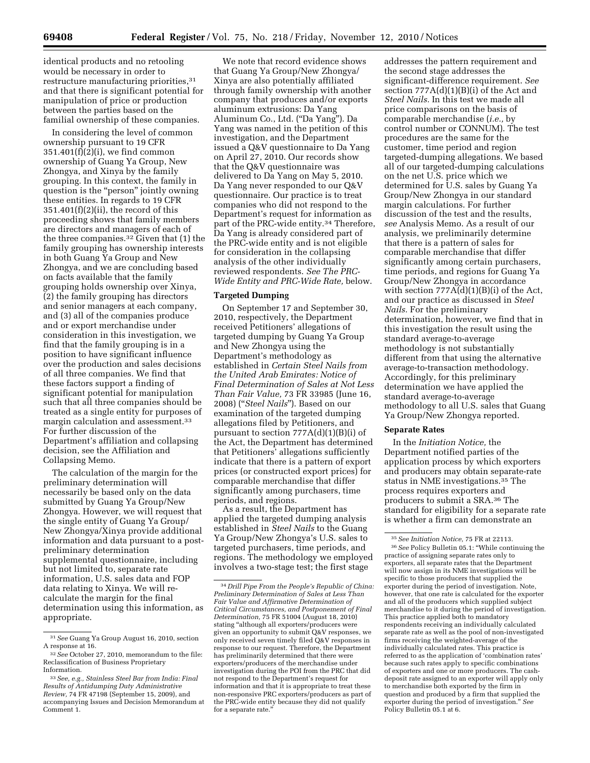identical products and no retooling would be necessary in order to restructure manufacturing priorities,[31] and that there is significant potential for manipulation of price or production between the parties based on the familial ownership of these companies.

In considering the level of common ownership pursuant to 19 CFR 351.401(f)(2)(i), we find common ownership of Guang Ya Group, New Zhongya, and Xinya by the family grouping. In this context, the family in question is the "person" jointly owning these entities. In regards to 19 CFR 351.401(f)(2)(ii), the record of this proceeding shows that family members are directors and managers of each of the three companies.[32] Given that (1) the family grouping has ownership interests in both Guang Ya Group and New Zhongya, and we are concluding based on facts available that the family grouping holds ownership over Xinya, (2) the family grouping has directors and senior managers at each company, and (3) all of the companies produce and or export merchandise under consideration in this investigation, we find that the family grouping is in a position to have significant influence over the production and sales decisions of all three companies. We find that these factors support a finding of significant potential for manipulation such that all three companies should be treated as a single entity for purposes of margin calculation and assessment.[33] For further discussion of the Department's affiliation and collapsing decision, see the Affiliation and Collapsing Memo.

The calculation of the margin for the preliminary determination will necessarily be based only on the data submitted by Guang Ya Group/New Zhongya. However, we will request that the single entity of Guang Ya Group/New Zhongya/Xinya provide additional information and data pursuant to a post-preliminary determination supplemental questionnaire, including but not limited to, separate rate information, U.S. sales data and FOP data relating to Xinya. We will re-calculate the margin for the final determination using this information, as appropriate.

We note that record evidence shows that Guang Ya Group/New Zhongya/Xinya are also potentially affiliated through family ownership with another company that produces and/or exports aluminum extrusions: Da Yang Aluminum Co., Ltd. ("Da Yang"). Da Yang was named in the petition of this investigation, and the Department issued a Q&V questionnaire to Da Yang on April 27, 2010. Our records show that the Q&V questionnaire was delivered to Da Yang on May 5, 2010. Da Yang never responded to our Q&V questionnaire. Our practice is to treat companies who did not respond to the Department's request for information as part of the PRC-wide entity.[34] Therefore, Da Yang is already considered part of the PRC-wide entity and is not eligible for consideration in the collapsing analysis of the other individually reviewed respondents. *See The PRC-Wide Entity and PRC-Wide Rate,* below.

## Targeted Dumping

On September 17 and September 30, 2010, respectively, the Department received Petitioners' allegations of targeted dumping by Guang Ya Group and New Zhongya using the Department's methodology as established in *Certain Steel Nails from the United Arab Emirates: Notice of Final Determination of Sales at Not Less Than Fair Value,* 73 FR 33985 (June 16, 2008) ("*Steel Nails*"). Based on our examination of the targeted dumping allegations filed by Petitioners, and pursuant to section 777A(d)(1)(B)(i) of the Act, the Department has determined that Petitioners' allegations sufficiently indicate that there is a pattern of export prices (or constructed export prices) for comparable merchandise that differ significantly among purchasers, time periods, and regions.

As a result, the Department has applied the targeted dumping analysis established in *Steel Nails* to the Guang Ya Group/New Zhongya's U.S. sales to targeted purchasers, time periods, and regions. The methodology we employed involves a two-stage test; the first stage addresses the pattern requirement and the second stage addresses the significant-difference requirement. *See* section 777A(d)(1)(B)(i) of the Act and *Steel Nails.* In this test we made all price comparisons on the basis of comparable merchandise (*i.e.,* by control number or CONNUM). The test procedures are the same for the customer, time period and region targeted-dumping allegations. We based all of our targeted-dumping calculations on the net U.S. price which we determined for U.S. sales by Guang Ya Group/New Zhongya in our standard margin calculations. For further discussion of the test and the results, *see* Analysis Memo. As a result of our analysis, we preliminarily determine that there is a pattern of sales for comparable merchandise that differ significantly among certain purchasers, time periods, and regions for Guang Ya Group/New Zhongya in accordance with section 777A(d)(1)(B)(i) of the Act, and our practice as discussed in *Steel Nails.* For the preliminary determination, however, we find that in this investigation the result using the standard average-to-average methodology is not substantially different from that using the alternative average-to-transaction methodology. Accordingly, for this preliminary determination we have applied the standard average-to-average methodology to all U.S. sales that Guang Ya Group/New Zhongya reported.

## Separate Rates

In the *Initiation Notice,* the Department notified parties of the application process by which exporters and producers may obtain separate-rate status in NME investigations.[35] The process requires exporters and producers to submit a SRA.[36] The standard for eligibility for a separate rate is whether a firm can demonstrate an

---

[31] *See* Guang Ya Group August 16, 2010, section A response at 16.

[32] *See* October 27, 2010, memorandum to the file: Reclassification of Business Proprietary Information.

[33] *See, e.g., Stainless Steel Bar from India: Final Results of Antidumping Duty Administrative Review,* 74 FR 47198 (September 15, 2009), and accompanying Issues and Decision Memorandum at Comment 1.

[34] *Drill Pipe From the People's Republic of China: Preliminary Determination of Sales at Less Than Fair Value and Affirmative Determination of Critical Circumstances, and Postponement of Final Determination,* 75 FR 51004 (August 18, 2010) stating "although all exporters/producers were given an opportunity to submit Q&V responses, we only received seven timely filed Q&V responses in response to our request. Therefore, the Department has preliminarily determined that there were exporters/producers of the merchandise under investigation during the POI from the PRC that did not respond to the Department's request for information and that it is appropriate to treat these non-responsive PRC exporters/producers as part of the PRC-wide entity because they did not qualify for a separate rate."

[35] *See Initiation Notice,* 75 FR at 22113.

[36] *See* Policy Bulletin 05.1: "While continuing the practice of assigning separate rates only to exporters, all separate rates that the Department will now assign in its NME investigations will be specific to those producers that supplied the exporter during the period of investigation. Note, however, that one rate is calculated for the exporter and all of the producers which supplied subject merchandise to it during the period of investigation. This practice applied both to mandatory respondents receiving an individually calculated separate rate as well as the pool of non-investigated firms receiving the weighted-average of the individually calculated rates. This practice is referred to as the application of 'combination rates' because such rates apply to specific combinations of exporters and one or more producers. The cash-deposit rate assigned to an exporter will apply only to merchandise both exported by the firm in question and produced by a firm that supplied the exporter during the period of investigation." *See* Policy Bulletin 05.1 at 6.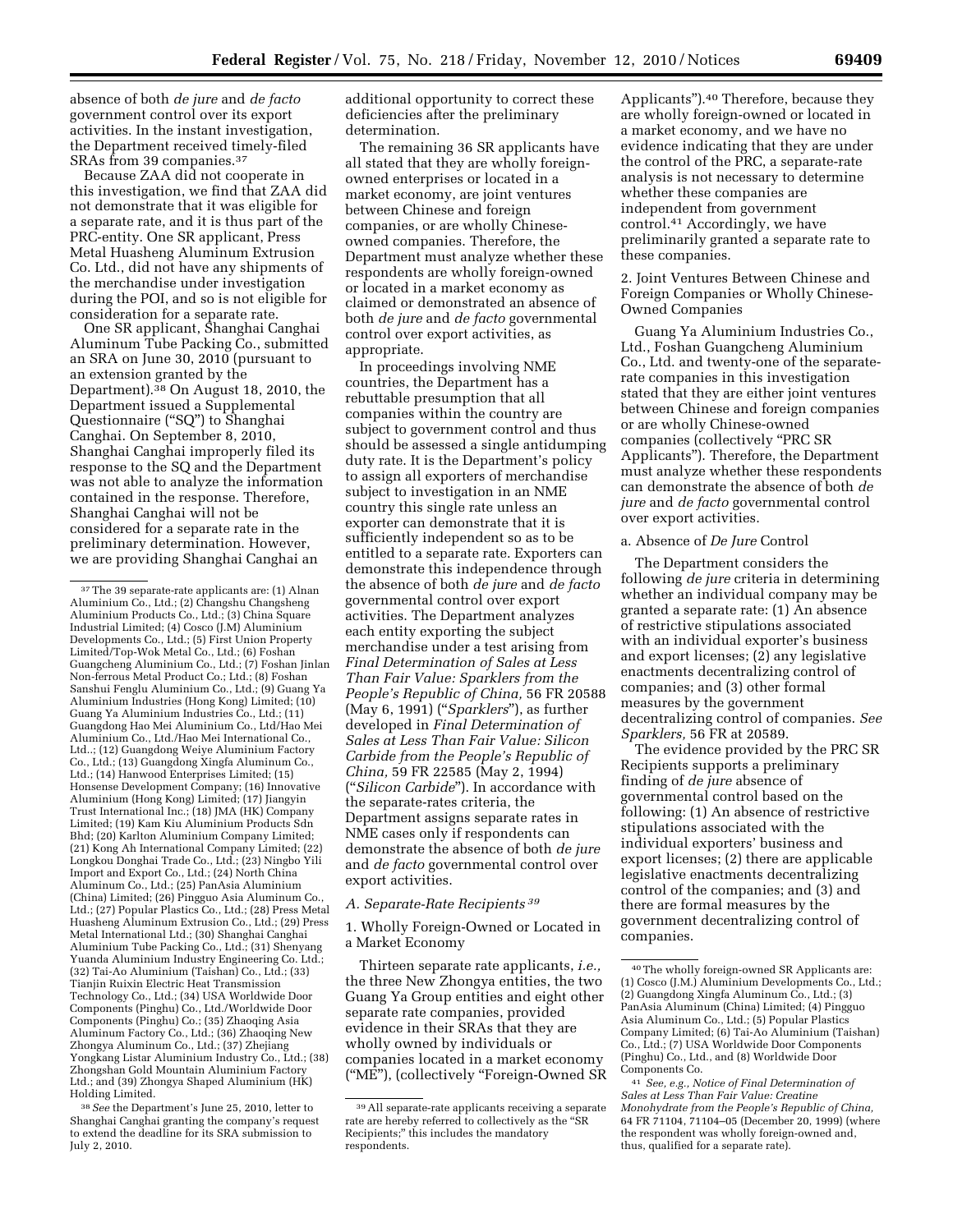absence of both *de jure* and *de facto* government control over its export activities. In the instant investigation, the Department received timely-filed SRAs from 39 companies.[37]

Because ZAA did not cooperate in this investigation, we find that ZAA did not demonstrate that it was eligible for a separate rate, and it is thus part of the PRC-entity. One SR applicant, Press Metal Huasheng Aluminum Extrusion Co. Ltd., did not have any shipments of the merchandise under investigation during the POI, and so is not eligible for consideration for a separate rate.

One SR applicant, Shanghai Canghai Aluminum Tube Packing Co., submitted an SRA on June 30, 2010 (pursuant to an extension granted by the Department).[38] On August 18, 2010, the Department issued a Supplemental Questionnaire ("SQ") to Shanghai Canghai. On September 8, 2010, Shanghai Canghai improperly filed its response to the SQ and the Department was not able to analyze the information contained in the response. Therefore, Shanghai Canghai will not be considered for a separate rate in the preliminary determination. However, we are providing Shanghai Canghai an additional opportunity to correct these deficiencies after the preliminary determination.

The remaining 36 SR applicants have all stated that they are wholly foreign-owned enterprises or located in a market economy, are joint ventures between Chinese and foreign companies, or are wholly Chinese-owned companies. Therefore, the Department must analyze whether these respondents are wholly foreign-owned or located in a market economy as claimed or demonstrated an absence of both *de jure* and *de facto* governmental control over export activities, as appropriate.

In proceedings involving NME countries, the Department has a rebuttable presumption that all companies within the country are subject to government control and thus should be assessed a single antidumping duty rate. It is the Department's policy to assign all exporters of merchandise subject to investigation in an NME country this single rate unless an exporter can demonstrate that it is sufficiently independent so as to be entitled to a separate rate. Exporters can demonstrate this independence through the absence of both *de jure* and *de facto* governmental control over export activities. The Department analyzes each entity exporting the subject merchandise under a test arising from *Final Determination of Sales at Less Than Fair Value: Sparklers from the People's Republic of China,* 56 FR 20588 (May 6, 1991) ("*Sparklers*"), as further developed in *Final Determination of Sales at Less Than Fair Value: Silicon Carbide from the People's Republic of China,* 59 FR 22585 (May 2, 1994) ("*Silicon Carbide*"). In accordance with the separate-rates criteria, the Department assigns separate rates in NME cases only if respondents can demonstrate the absence of both *de jure* and *de facto* governmental control over export activities.

### *A. Separate-Rate Recipients* [39]

#### 1. Wholly Foreign-Owned or Located in a Market Economy

Thirteen separate rate applicants, *i.e.,* the three New Zhongya entities, the two Guang Ya Group entities and eight other separate rate companies, provided evidence in their SRAs that they are wholly owned by individuals or companies located in a market economy ("ME"), (collectively "Foreign-Owned SR Applicants").[40] Therefore, because they are wholly foreign-owned or located in a market economy, and we have no evidence indicating that they are under the control of the PRC, a separate-rate analysis is not necessary to determine whether these companies are independent from government control.[41] Accordingly, we have preliminarily granted a separate rate to these companies.

#### 2. Joint Ventures Between Chinese and Foreign Companies or Wholly Chinese-Owned Companies

Guang Ya Aluminium Industries Co., Ltd., Foshan Guangcheng Aluminium Co., Ltd. and twenty-one of the separate-rate companies in this investigation stated that they are either joint ventures between Chinese and foreign companies or are wholly Chinese-owned companies (collectively "PRC SR Applicants"). Therefore, the Department must analyze whether these respondents can demonstrate the absence of both *de jure* and *de facto* governmental control over export activities.

##### a. Absence of *De Jure* Control

The Department considers the following *de jure* criteria in determining whether an individual company may be granted a separate rate: (1) An absence of restrictive stipulations associated with an individual exporter's business and export licenses; (2) any legislative enactments decentralizing control of companies; and (3) other formal measures by the government decentralizing control of companies. *See Sparklers,* 56 FR at 20589.

The evidence provided by the PRC SR Recipients supports a preliminary finding of *de jure* absence of governmental control based on the following: (1) An absence of restrictive stipulations associated with the individual exporters' business and export licenses; (2) there are applicable legislative enactments decentralizing control of the companies; and (3) and there are formal measures by the government decentralizing control of companies.

---

[37] The 39 separate-rate applicants are: (1) Alnan Aluminium Co., Ltd.; (2) Changshu Changsheng Aluminium Products Co., Ltd.; (3) China Square Industrial Limited; (4) Cosco (J.M) Aluminium Developments Co., Ltd.; (5) First Union Property Limited/Top-Wok Metal Co., Ltd.; (6) Foshan Guangcheng Aluminium Co., Ltd.; (7) Foshan Jinlan Non-ferrous Metal Product Co.; Ltd.; (8) Foshan Sanshui Fenglu Aluminium Co., Ltd.; (9) Guang Ya Aluminium Industries (Hong Kong) Limited; (10) Guang Ya Aluminium Industries Co., Ltd.; (11) Guangdong Hao Mei Aluminium Co., Ltd/Hao Mei Aluminium Co., Ltd./Hao Mei International Co., Ltd..; (12) Guangdong Weiye Aluminium Factory Co., Ltd.; (13) Guangdong Xingfa Aluminum Co., Ltd.; (14) Hanwood Enterprises Limited; (15) Honsense Development Company; (16) Innovative Aluminium (Hong Kong) Limited; (17) Jiangyin Trust International Inc.; (18) JMA (HK) Company Limited; (19) Kam Kiu Aluminium Products Sdn Bhd; (20) Karlton Aluminium Company Limited; (21) Kong Ah International Company Limited; (22) Longkou Donghai Trade Co., Ltd.; (23) Ningbo Yili Import and Export Co., Ltd.; (24) North China Aluminum Co., Ltd.; (25) PanAsia Aluminium (China) Limited; (26) Pingguo Asia Aluminum Co., Ltd.; (27) Popular Plastics Co., Ltd.; (28) Press Metal Huasheng Aluminum Extrusion Co., Ltd.; (29) Press Metal International Ltd.; (30) Shanghai Canghai Aluminium Tube Packing Co., Ltd.; (31) Shenyang Yuanda Aluminium Industry Engineering Co. Ltd.; (32) Tai-Ao Aluminium (Taishan) Co., Ltd.; (33) Tianjin Ruixin Electric Heat Transmission Technology Co., Ltd.; (34) USA Worldwide Door Components (Pinghu) Co., Ltd./Worldwide Door Components (Pinghu) Co.; (35) Zhaoqing Asia Aluminum Factory Co., Ltd.; (36) Zhaoqing New Zhongya Aluminum Co., Ltd.; (37) Zhejiang Yongkang Listar Aluminium Industry Co., Ltd.; (38) Zhongshan Gold Mountain Aluminium Factory Ltd.; and (39) Zhongya Shaped Aluminium (HK) Holding Limited.

[38] *See* the Department's June 25, 2010, letter to Shanghai Canghai granting the company's request to extend the deadline for its SRA submission to July 2, 2010.

[39] All separate-rate applicants receiving a separate rate are hereby referred to collectively as the "SR Recipients;" this includes the mandatory respondents.

[40] The wholly foreign-owned SR Applicants are: (1) Cosco (J.M.) Aluminium Developments Co., Ltd.; (2) Guangdong Xingfa Aluminum Co., Ltd.; (3) PanAsia Aluminum (China) Limited; (4) Pingguo Asia Aluminum Co., Ltd.; (5) Popular Plastics Company Limited; (6) Tai-Ao Aluminium (Taishan) Co., Ltd.; (7) USA Worldwide Door Components (Pinghu) Co., Ltd., and (8) Worldwide Door Components Co.

[41] *See, e.g., Notice of Final Determination of Sales at Less Than Fair Value: Creatine Monohydrate from the People's Republic of China,* 64 FR 71104, 71104–05 (December 20, 1999) (where the respondent was wholly foreign-owned and, thus, qualified for a separate rate).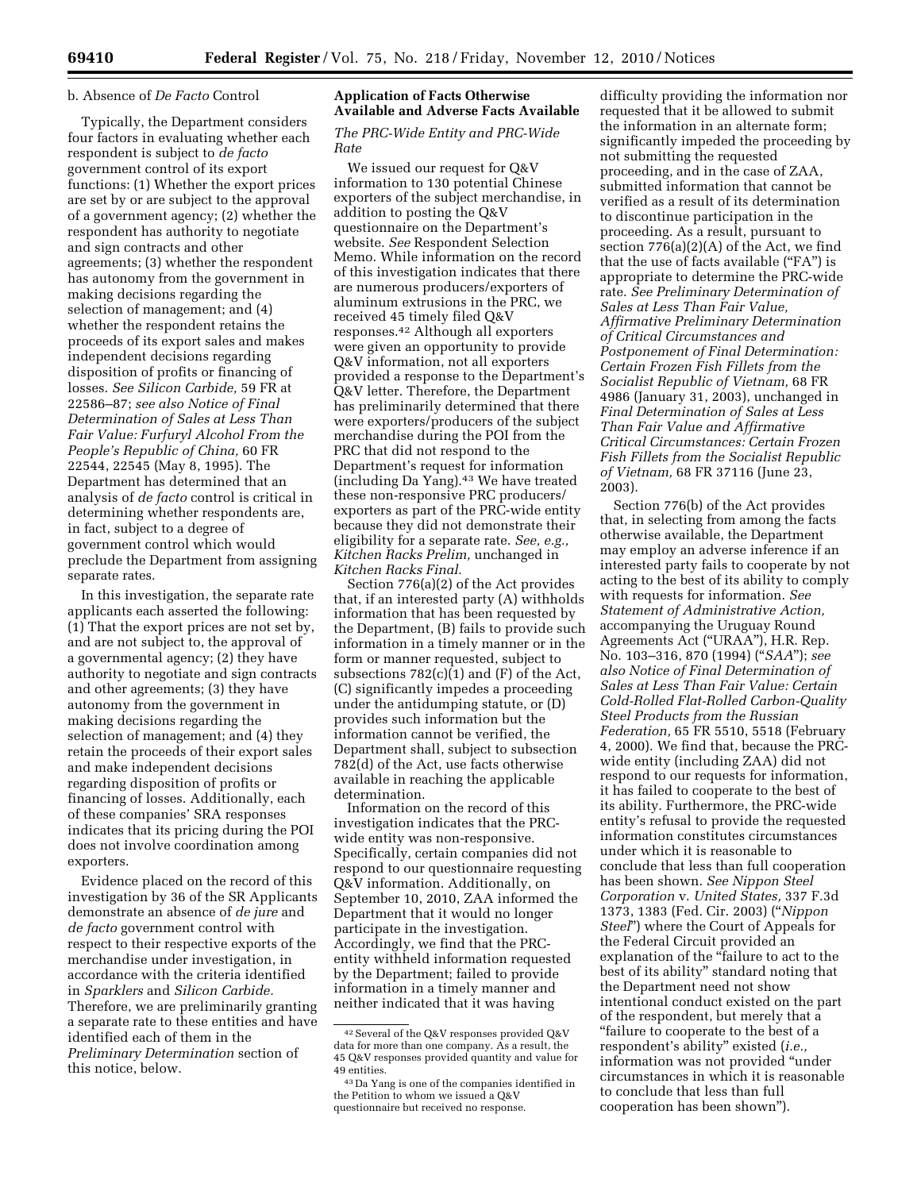b. Absence of *De Facto* Control

Typically, the Department considers four factors in evaluating whether each respondent is subject to *de facto* government control of its export functions: (1) Whether the export prices are set by or are subject to the approval of a government agency; (2) whether the respondent has authority to negotiate and sign contracts and other agreements; (3) whether the respondent has autonomy from the government in making decisions regarding the selection of management; and (4) whether the respondent retains the proceeds of its export sales and makes independent decisions regarding disposition of profits or financing of losses. *See Silicon Carbide,* 59 FR at 22586–87; *see also Notice of Final Determination of Sales at Less Than Fair Value: Furfuryl Alcohol From the People's Republic of China,* 60 FR 22544, 22545 (May 8, 1995). The Department has determined that an analysis of *de facto* control is critical in determining whether respondents are, in fact, subject to a degree of government control which would preclude the Department from assigning separate rates.

In this investigation, the separate rate applicants each asserted the following: (1) That the export prices are not set by, and are not subject to, the approval of a governmental agency; (2) they have authority to negotiate and sign contracts and other agreements; (3) they have autonomy from the government in making decisions regarding the selection of management; and (4) they retain the proceeds of their export sales and make independent decisions regarding disposition of profits or financing of losses. Additionally, each of these companies' SRA responses indicates that its pricing during the POI does not involve coordination among exporters.

Evidence placed on the record of this investigation by 36 of the SR Applicants demonstrate an absence of *de jure* and *de facto* government control with respect to their respective exports of the merchandise under investigation, in accordance with the criteria identified in *Sparklers* and *Silicon Carbide.* Therefore, we are preliminarily granting a separate rate to these entities and have identified each of them in the *Preliminary Determination* section of this notice, below.

**Application of Facts Otherwise Available and Adverse Facts Available**

*The PRC-Wide Entity and PRC-Wide Rate*

We issued our request for Q&V information to 130 potential Chinese exporters of the subject merchandise, in addition to posting the Q&V questionnaire on the Department's website. *See* Respondent Selection Memo. While information on the record of this investigation indicates that there are numerous producers/exporters of aluminum extrusions in the PRC, we received 45 timely filed Q&V responses.[42] Although all exporters were given an opportunity to provide Q&V information, not all exporters provided a response to the Department's Q&V letter. Therefore, the Department has preliminarily determined that there were exporters/producers of the subject merchandise during the POI from the PRC that did not respond to the Department's request for information (including Da Yang).[43] We have treated these non-responsive PRC producers/exporters as part of the PRC-wide entity because they did not demonstrate their eligibility for a separate rate. *See, e.g., Kitchen Racks Prelim,* unchanged in *Kitchen Racks Final*.

Section 776(a)(2) of the Act provides that, if an interested party (A) withholds information that has been requested by the Department, (B) fails to provide such information in a timely manner or in the form or manner requested, subject to subsections 782(c)(1) and (F) of the Act, (C) significantly impedes a proceeding under the antidumping statute, or (D) provides such information but the information cannot be verified, the Department shall, subject to subsection 782(d) of the Act, use facts otherwise available in reaching the applicable determination.

Information on the record of this investigation indicates that the PRC-wide entity was non-responsive. Specifically, certain companies did not respond to our questionnaire requesting Q&V information. Additionally, on September 10, 2010, ZAA informed the Department that it would no longer participate in the investigation. Accordingly, we find that the PRC-entity withheld information requested by the Department; failed to provide information in a timely manner and neither indicated that it was having difficulty providing the information nor requested that it be allowed to submit the information in an alternate form; significantly impeded the proceeding by not submitting the requested proceeding, and in the case of ZAA, submitted information that cannot be verified as a result of its determination to discontinue participation in the proceeding. As a result, pursuant to section 776(a)(2)(A) of the Act, we find that the use of facts available ("FA") is appropriate to determine the PRC-wide rate. *See Preliminary Determination of Sales at Less Than Fair Value, Affirmative Preliminary Determination of Critical Circumstances and Postponement of Final Determination: Certain Frozen Fish Fillets from the Socialist Republic of Vietnam,* 68 FR 4986 (January 31, 2003), unchanged in *Final Determination of Sales at Less Than Fair Value and Affirmative Critical Circumstances: Certain Frozen Fish Fillets from the Socialist Republic of Vietnam,* 68 FR 37116 (June 23, 2003).

Section 776(b) of the Act provides that, in selecting from among the facts otherwise available, the Department may employ an adverse inference if an interested party fails to cooperate by not acting to the best of its ability to comply with requests for information. *See Statement of Administrative Action,* accompanying the Uruguay Round Agreements Act ("URAA"), H.R. Rep. No. 103–316, 870 (1994) ("*SAA*"); *see also Notice of Final Determination of Sales at Less Than Fair Value: Certain Cold-Rolled Flat-Rolled Carbon-Quality Steel Products from the Russian Federation,* 65 FR 5510, 5518 (February 4, 2000). We find that, because the PRC-wide entity (including ZAA) did not respond to our requests for information, it has failed to cooperate to the best of its ability. Furthermore, the PRC-wide entity's refusal to provide the requested information constitutes circumstances under which it is reasonable to conclude that less than full cooperation has been shown. *See Nippon Steel Corporation* v. *United States,* 337 F.3d 1373, 1383 (Fed. Cir. 2003) ("*Nippon Steel*") where the Court of Appeals for the Federal Circuit provided an explanation of the "failure to act to the best of its ability" standard noting that the Department need not show intentional conduct existed on the part of the respondent, but merely that a "failure to cooperate to the best of a respondent's ability" existed (*i.e.,* information was not provided "under circumstances in which it is reasonable to conclude that less than full cooperation has been shown").

[42] Several of the Q&V responses provided Q&V data for more than one company. As a result, the 45 Q&V responses provided quantity and value for 49 entities.

[43] Da Yang is one of the companies identified in the Petition to whom we issued a Q&V questionnaire but received no response.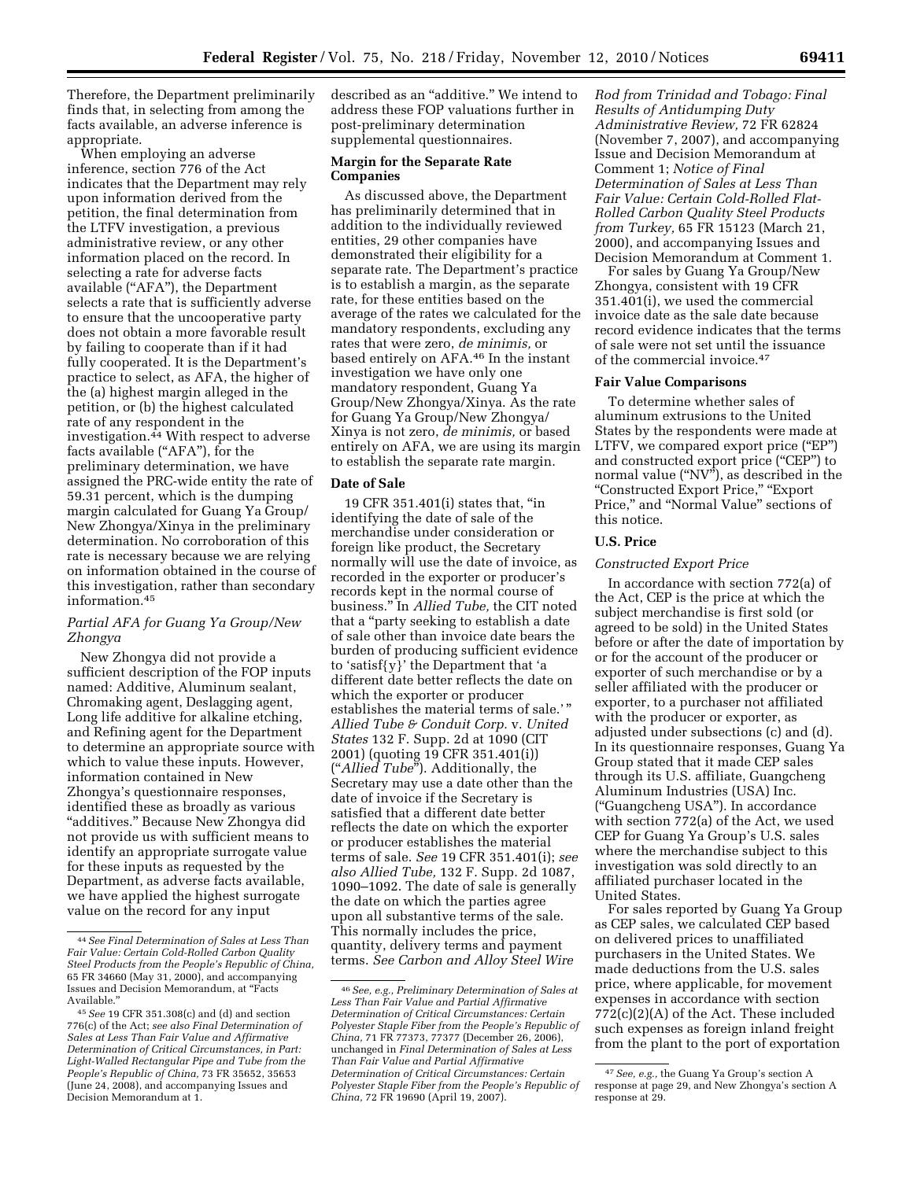Therefore, the Department preliminarily finds that, in selecting from among the facts available, an adverse inference is appropriate.

When employing an adverse inference, section 776 of the Act indicates that the Department may rely upon information derived from the petition, the final determination from the LTFV investigation, a previous administrative review, or any other information placed on the record. In selecting a rate for adverse facts available ("AFA"), the Department selects a rate that is sufficiently adverse to ensure that the uncooperative party does not obtain a more favorable result by failing to cooperate than if it had fully cooperated. It is the Department's practice to select, as AFA, the higher of the (a) highest margin alleged in the petition, or (b) the highest calculated rate of any respondent in the investigation.[44] With respect to adverse facts available ("AFA"), for the preliminary determination, we have assigned the PRC-wide entity the rate of 59.31 percent, which is the dumping margin calculated for Guang Ya Group/New Zhongya/Xinya in the preliminary determination. No corroboration of this rate is necessary because we are relying on information obtained in the course of this investigation, rather than secondary information.[45]

### *Partial AFA for Guang Ya Group/New Zhongya*

New Zhongya did not provide a sufficient description of the FOP inputs named: Additive, Aluminum sealant, Chromaking agent, Deslagging agent, Long life additive for alkaline etching, and Refining agent for the Department to determine an appropriate source with which to value these inputs. However, information contained in New Zhongya's questionnaire responses, identified these as broadly as various "additives." Because New Zhongya did not provide us with sufficient means to identify an appropriate surrogate value for these inputs as requested by the Department, as adverse facts available, we have applied the highest surrogate value on the record for any input described as an "additive." We intend to address these FOP valuations further in post-preliminary determination supplemental questionnaires.

### Margin for the Separate Rate Companies

As discussed above, the Department has preliminarily determined that in addition to the individually reviewed entities, 29 other companies have demonstrated their eligibility for a separate rate. The Department's practice is to establish a margin, as the separate rate, for these entities based on the average of the rates we calculated for the mandatory respondents, excluding any rates that were zero, *de minimis,* or based entirely on AFA.[46] In the instant investigation we have only one mandatory respondent, Guang Ya Group/New Zhongya/Xinya. As the rate for Guang Ya Group/New Zhongya/Xinya is not zero, *de minimis,* or based entirely on AFA, we are using its margin to establish the separate rate margin.

### Date of Sale

19 CFR 351.401(i) states that, "in identifying the date of sale of the merchandise under consideration or foreign like product, the Secretary normally will use the date of invoice, as recorded in the exporter or producer's records kept in the normal course of business." In *Allied Tube,* the CIT noted that a "party seeking to establish a date of sale other than invoice date bears the burden of producing sufficient evidence to 'satisf{y}' the Department that 'a different date better reflects the date on which the exporter or producer establishes the material terms of sale.' " *Allied Tube & Conduit Corp.* v. *United States* 132 F. Supp. 2d at 1090 (CIT 2001) (quoting 19 CFR 351.401(i)) ("*Allied Tube*"). Additionally, the Secretary may use a date other than the date of invoice if the Secretary is satisfied that a different date better reflects the date on which the exporter or producer establishes the material terms of sale. *See* 19 CFR 351.401(i); *see also Allied Tube,* 132 F. Supp. 2d 1087, 1090–1092. The date of sale is generally the date on which the parties agree upon all substantive terms of the sale. This normally includes the price, quantity, delivery terms and payment terms. *See Carbon and Alloy Steel Wire Rod from Trinidad and Tobago: Final Results of Antidumping Duty Administrative Review,* 72 FR 62824 (November 7, 2007), and accompanying Issue and Decision Memorandum at Comment 1; *Notice of Final Determination of Sales at Less Than Fair Value: Certain Cold-Rolled Flat-Rolled Carbon Quality Steel Products from Turkey,* 65 FR 15123 (March 21, 2000), and accompanying Issues and Decision Memorandum at Comment 1.

For sales by Guang Ya Group/New Zhongya, consistent with 19 CFR 351.401(i), we used the commercial invoice date as the sale date because record evidence indicates that the terms of sale were not set until the issuance of the commercial invoice.[47]

### Fair Value Comparisons

To determine whether sales of aluminum extrusions to the United States by the respondents were made at LTFV, we compared export price ("EP") and constructed export price ("CEP") to normal value ("NV"), as described in the "Constructed Export Price," "Export Price," and "Normal Value" sections of this notice.

### U.S. Price

#### *Constructed Export Price*

In accordance with section 772(a) of the Act, CEP is the price at which the subject merchandise is first sold (or agreed to be sold) in the United States before or after the date of importation by or for the account of the producer or exporter of such merchandise or by a seller affiliated with the producer or exporter, to a purchaser not affiliated with the producer or exporter, as adjusted under subsections (c) and (d). In its questionnaire responses, Guang Ya Group stated that it made CEP sales through its U.S. affiliate, Guangcheng Aluminum Industries (USA) Inc. ("Guangcheng USA"). In accordance with section 772(a) of the Act, we used CEP for Guang Ya Group's U.S. sales where the merchandise subject to this investigation was sold directly to an affiliated purchaser located in the United States.

For sales reported by Guang Ya Group as CEP sales, we calculated CEP based on delivered prices to unaffiliated purchasers in the United States. We made deductions from the U.S. sales price, where applicable, for movement expenses in accordance with section 772(c)(2)(A) of the Act. These included such expenses as foreign inland freight from the plant to the port of exportation

---

[44] *See Final Determination of Sales at Less Than Fair Value: Certain Cold-Rolled Carbon Quality Steel Products from the People's Republic of China,* 65 FR 34660 (May 31, 2000), and accompanying Issues and Decision Memorandum, at "Facts Available."

[45] *See* 19 CFR 351.308(c) and (d) and section 776(c) of the Act; *see also Final Determination of Sales at Less Than Fair Value and Affirmative Determination of Critical Circumstances, in Part: Light-Walled Rectangular Pipe and Tube from the People's Republic of China,* 73 FR 35652, 35653 (June 24, 2008), and accompanying Issues and Decision Memorandum at 1.

[46] *See, e.g., Preliminary Determination of Sales at Less Than Fair Value and Partial Affirmative Determination of Critical Circumstances: Certain Polyester Staple Fiber from the People's Republic of China,* 71 FR 77373, 77377 (December 26, 2006), unchanged in *Final Determination of Sales at Less Than Fair Value and Partial Affirmative Determination of Critical Circumstances: Certain Polyester Staple Fiber from the People's Republic of China,* 72 FR 19690 (April 19, 2007).

[47] *See, e.g.,* the Guang Ya Group's section A response at page 29, and New Zhongya's section A response at 29.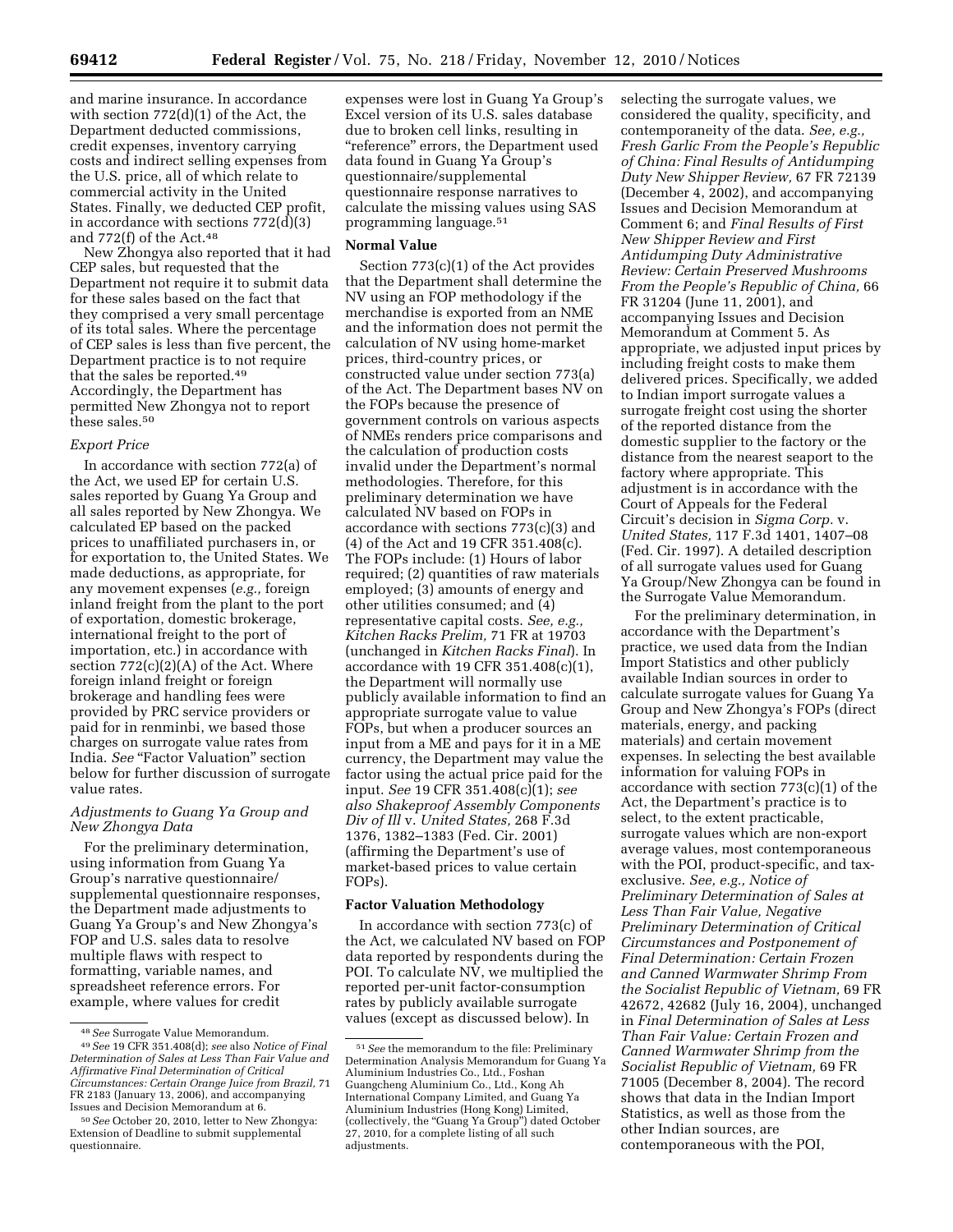and marine insurance. In accordance with section 772(d)(1) of the Act, the Department deducted commissions, credit expenses, inventory carrying costs and indirect selling expenses from the U.S. price, all of which relate to commercial activity in the United States. Finally, we deducted CEP profit, in accordance with sections 772(d)(3) and 772(f) of the Act.[48]

New Zhongya also reported that it had CEP sales, but requested that the Department not require it to submit data for these sales based on the fact that they comprised a very small percentage of its total sales. Where the percentage of CEP sales is less than five percent, the Department practice is to not require that the sales be reported.[49] Accordingly, the Department has permitted New Zhongya not to report these sales.[50]

*Export Price*

In accordance with section 772(a) of the Act, we used EP for certain U.S. sales reported by Guang Ya Group and all sales reported by New Zhongya. We calculated EP based on the packed prices to unaffiliated purchasers in, or for exportation to, the United States. We made deductions, as appropriate, for any movement expenses (*e.g.,* foreign inland freight from the plant to the port of exportation, domestic brokerage, international freight to the port of importation, etc.) in accordance with section 772(c)(2)(A) of the Act. Where foreign inland freight or foreign brokerage and handling fees were provided by PRC service providers or paid for in renminbi, we based those charges on surrogate value rates from India. *See* "Factor Valuation" section below for further discussion of surrogate value rates.

*Adjustments to Guang Ya Group and New Zhongya Data*

For the preliminary determination, using information from Guang Ya Group's narrative questionnaire/supplemental questionnaire responses, the Department made adjustments to Guang Ya Group's and New Zhongya's FOP and U.S. sales data to resolve multiple flaws with respect to formatting, variable names, and spreadsheet reference errors. For example, where values for credit expenses were lost in Guang Ya Group's Excel version of its U.S. sales database due to broken cell links, resulting in "reference" errors, the Department used data found in Guang Ya Group's questionnaire/supplemental questionnaire response narratives to calculate the missing values using SAS programming language.[51]

**Normal Value**

Section 773(c)(1) of the Act provides that the Department shall determine the NV using an FOP methodology if the merchandise is exported from an NME and the information does not permit the calculation of NV using home-market prices, third-country prices, or constructed value under section 773(a) of the Act. The Department bases NV on the FOPs because the presence of government controls on various aspects of NMEs renders price comparisons and the calculation of production costs invalid under the Department's normal methodologies. Therefore, for this preliminary determination we have calculated NV based on FOPs in accordance with sections 773(c)(3) and (4) of the Act and 19 CFR 351.408(c). The FOPs include: (1) Hours of labor required; (2) quantities of raw materials employed; (3) amounts of energy and other utilities consumed; and (4) representative capital costs. *See, e.g., Kitchen Racks Prelim,* 71 FR at 19703 (unchanged in *Kitchen Racks Final*). In accordance with 19 CFR 351.408(c)(1), the Department will normally use publicly available information to find an appropriate surrogate value to value FOPs, but when a producer sources an input from a ME and pays for it in a ME currency, the Department may value the factor using the actual price paid for the input. *See* 19 CFR 351.408(c)(1); *see also Shakeproof Assembly Components Div of Ill* v. *United States,* 268 F.3d 1376, 1382–1383 (Fed. Cir. 2001) (affirming the Department's use of market-based prices to value certain FOPs).

**Factor Valuation Methodology**

In accordance with section 773(c) of the Act, we calculated NV based on FOP data reported by respondents during the POI. To calculate NV, we multiplied the reported per-unit factor-consumption rates by publicly available surrogate values (except as discussed below). In selecting the surrogate values, we considered the quality, specificity, and contemporaneity of the data. *See, e.g., Fresh Garlic From the People's Republic of China: Final Results of Antidumping Duty New Shipper Review,* 67 FR 72139 (December 4, 2002), and accompanying Issues and Decision Memorandum at Comment 6; and *Final Results of First New Shipper Review and First Antidumping Duty Administrative Review: Certain Preserved Mushrooms From the People's Republic of China,* 66 FR 31204 (June 11, 2001), and accompanying Issues and Decision Memorandum at Comment 5. As appropriate, we adjusted input prices by including freight costs to make them delivered prices. Specifically, we added to Indian import surrogate values a surrogate freight cost using the shorter of the reported distance from the domestic supplier to the factory or the distance from the nearest seaport to the factory where appropriate. This adjustment is in accordance with the Court of Appeals for the Federal Circuit's decision in *Sigma Corp.* v. *United States,* 117 F.3d 1401, 1407–08 (Fed. Cir. 1997). A detailed description of all surrogate values used for Guang Ya Group/New Zhongya can be found in the Surrogate Value Memorandum.

For the preliminary determination, in accordance with the Department's practice, we used data from the Indian Import Statistics and other publicly available Indian sources in order to calculate surrogate values for Guang Ya Group and New Zhongya's FOPs (direct materials, energy, and packing materials) and certain movement expenses. In selecting the best available information for valuing FOPs in accordance with section 773(c)(1) of the Act, the Department's practice is to select, to the extent practicable, surrogate values which are non-export average values, most contemporaneous with the POI, product-specific, and tax-exclusive. *See, e.g., Notice of Preliminary Determination of Sales at Less Than Fair Value, Negative Preliminary Determination of Critical Circumstances and Postponement of Final Determination: Certain Frozen and Canned Warmwater Shrimp From the Socialist Republic of Vietnam,* 69 FR 42672, 42682 (July 16, 2004), unchanged in *Final Determination of Sales at Less Than Fair Value: Certain Frozen and Canned Warmwater Shrimp from the Socialist Republic of Vietnam,* 69 FR 71005 (December 8, 2004). The record shows that data in the Indian Import Statistics, as well as those from the other Indian sources, are contemporaneous with the POI,

---

[48] *See* Surrogate Value Memorandum.

[49] *See* 19 CFR 351.408(d); *see* also *Notice of Final Determination of Sales at Less Than Fair Value and Affirmative Final Determination of Critical Circumstances: Certain Orange Juice from Brazil,* 71 FR 2183 (January 13, 2006), and accompanying Issues and Decision Memorandum at 6.

[50] *See* October 20, 2010, letter to New Zhongya: Extension of Deadline to submit supplemental questionnaire.

[51] *See* the memorandum to the file: Preliminary Determination Analysis Memorandum for Guang Ya Aluminium Industries Co., Ltd., Foshan Guangcheng Aluminium Co., Ltd., Kong Ah International Company Limited, and Guang Ya Aluminium Industries (Hong Kong) Limited, (collectively, the "Guang Ya Group") dated October 27, 2010, for a complete listing of all such adjustments.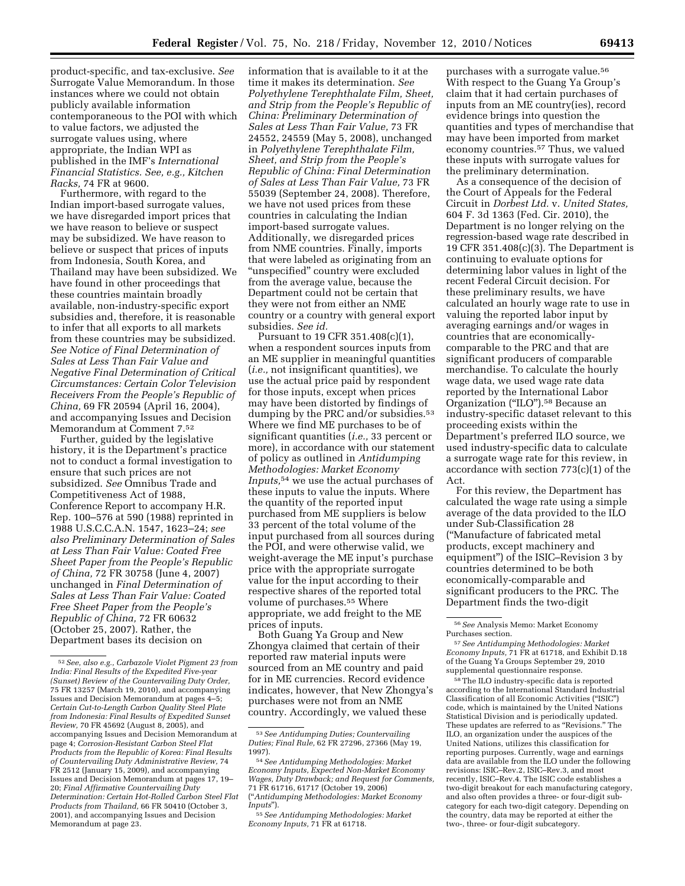product-specific, and tax-exclusive. *See* Surrogate Value Memorandum. In those instances where we could not obtain publicly available information contemporaneous to the POI with which to value factors, we adjusted the surrogate values using, where appropriate, the Indian WPI as published in the IMF's *International Financial Statistics. See, e.g., Kitchen Racks,* 74 FR at 9600.

Furthermore, with regard to the Indian import-based surrogate values, we have disregarded import prices that we have reason to believe or suspect may be subsidized. We have reason to believe or suspect that prices of inputs from Indonesia, South Korea, and Thailand may have been subsidized. We have found in other proceedings that these countries maintain broadly available, non-industry-specific export subsidies and, therefore, it is reasonable to infer that all exports to all markets from these countries may be subsidized. *See Notice of Final Determination of Sales at Less Than Fair Value and Negative Final Determination of Critical Circumstances: Certain Color Television Receivers From the People's Republic of China,* 69 FR 20594 (April 16, 2004), and accompanying Issues and Decision Memorandum at Comment 7.[52]

Further, guided by the legislative history, it is the Department's practice not to conduct a formal investigation to ensure that such prices are not subsidized. *See* Omnibus Trade and Competitiveness Act of 1988, Conference Report to accompany H.R. Rep. 100–576 at 590 (1988) reprinted in 1988 U.S.C.C.A.N. 1547, 1623–24; *see also Preliminary Determination of Sales at Less Than Fair Value: Coated Free Sheet Paper from the People's Republic of China,* 72 FR 30758 (June 4, 2007) unchanged in *Final Determination of Sales at Less Than Fair Value: Coated Free Sheet Paper from the People's Republic of China,* 72 FR 60632 (October 25, 2007). Rather, the Department bases its decision on information that is available to it at the time it makes its determination. *See Polyethylene Terephthalate Film, Sheet, and Strip from the People's Republic of China: Preliminary Determination of Sales at Less Than Fair Value,* 73 FR 24552, 24559 (May 5, 2008), unchanged in *Polyethylene Terephthalate Film, Sheet, and Strip from the People's Republic of China: Final Determination of Sales at Less Than Fair Value,* 73 FR 55039 (September 24, 2008). Therefore, we have not used prices from these countries in calculating the Indian import-based surrogate values. Additionally, we disregarded prices from NME countries. Finally, imports that were labeled as originating from an "unspecified" country were excluded from the average value, because the Department could not be certain that they were not from either an NME country or a country with general export subsidies. *See id.*

Pursuant to 19 CFR 351.408(c)(1), when a respondent sources inputs from an ME supplier in meaningful quantities (*i.e.,* not insignificant quantities), we use the actual price paid by respondent for those inputs, except when prices may have been distorted by findings of dumping by the PRC and/or subsidies.[53] Where we find ME purchases to be of significant quantities (*i.e.,* 33 percent or more), in accordance with our statement of policy as outlined in *Antidumping Methodologies: Market Economy Inputs,*[54] we use the actual purchases of these inputs to value the inputs. Where the quantity of the reported input purchased from ME suppliers is below 33 percent of the total volume of the input purchased from all sources during the POI, and were otherwise valid, we weight-average the ME input's purchase price with the appropriate surrogate value for the input according to their respective shares of the reported total volume of purchases.[55] Where appropriate, we add freight to the ME prices of inputs.

Both Guang Ya Group and New Zhongya claimed that certain of their reported raw material inputs were sourced from an ME country and paid for in ME currencies. Record evidence indicates, however, that New Zhongya's purchases were not from an NME country. Accordingly, we valued these purchases with a surrogate value.[56] With respect to the Guang Ya Group's claim that it had certain purchases of inputs from an ME country(ies), record evidence brings into question the quantities and types of merchandise that may have been imported from market economy countries.[57] Thus, we valued these inputs with surrogate values for the preliminary determination.

As a consequence of the decision of the Court of Appeals for the Federal Circuit in *Dorbest Ltd.* v. *United States,* 604 F. 3d 1363 (Fed. Cir. 2010), the Department is no longer relying on the regression-based wage rate described in 19 CFR 351.408(c)(3). The Department is continuing to evaluate options for determining labor values in light of the recent Federal Circuit decision. For these preliminary results, we have calculated an hourly wage rate to use in valuing the reported labor input by averaging earnings and/or wages in countries that are economically-comparable to the PRC and that are significant producers of comparable merchandise. To calculate the hourly wage data, we used wage rate data reported by the International Labor Organization ("ILO").[58] Because an industry-specific dataset relevant to this proceeding exists within the Department's preferred ILO source, we used industry-specific data to calculate a surrogate wage rate for this review, in accordance with section 773(c)(1) of the Act.

For this review, the Department has calculated the wage rate using a simple average of the data provided to the ILO under Sub-Classification 28 ("Manufacture of fabricated metal products, except machinery and equipment") of the ISIC–Revision 3 by countries determined to be both economically-comparable and significant producers to the PRC. The Department finds the two-digit

---

[52] *See, also e.g., Carbazole Violet Pigment 23 from India: Final Results of the Expedited Five-year (Sunset) Review of the Countervailing Duty Order,* 75 FR 13257 (March 19, 2010), and accompanying Issues and Decision Memorandum at pages 4–5; *Certain Cut-to-Length Carbon Quality Steel Plate from Indonesia: Final Results of Expedited Sunset Review,* 70 FR 45692 (August 8, 2005), and accompanying Issues and Decision Memorandum at page 4; *Corrosion-Resistant Carbon Steel Flat Products from the Republic of Korea: Final Results of Countervailing Duty Administrative Review,* 74 FR 2512 (January 15, 2009), and accompanying Issues and Decision Memorandum at pages 17, 19–20; *Final Affirmative Countervailing Duty Determination: Certain Hot-Rolled Carbon Steel Flat Products from Thailand,* 66 FR 50410 (October 3, 2001), and accompanying Issues and Decision Memorandum at page 23.

[53] *See Antidumping Duties; Countervailing Duties; Final Rule,* 62 FR 27296, 27366 (May 19, 1997).

[54] *See Antidumping Methodologies: Market Economy Inputs, Expected Non-Market Economy Wages, Duty Drawback; and Request for Comments,* 71 FR 61716, 61717 (October 19, 2006) ("*Antidumping Methodologies: Market Economy Inputs*").

[55] *See Antidumping Methodologies: Market Economy Inputs,* 71 FR at 61718.

[56] *See* Analysis Memo: Market Economy Purchases section.

[57] *See Antidumping Methodologies: Market Economy Inputs,* 71 FR at 61718, and Exhibit D.18 of the Guang Ya Groups September 29, 2010 supplemental questionnaire response.

[58] The ILO industry-specific data is reported according to the International Standard Industrial Classification of all Economic Activities ("ISIC") code, which is maintained by the United Nations Statistical Division and is periodically updated. These updates are referred to as "Revisions." The ILO, an organization under the auspices of the United Nations, utilizes this classification for reporting purposes. Currently, wage and earnings data are available from the ILO under the following revisions: ISIC–Rev.2, ISIC–Rev.3, and most recently, ISIC–Rev.4. The ISIC code establishes a two-digit breakout for each manufacturing category, and also often provides a three- or four-digit sub-category for each two-digit category. Depending on the country, data may be reported at either the two-, three- or four-digit subcategory.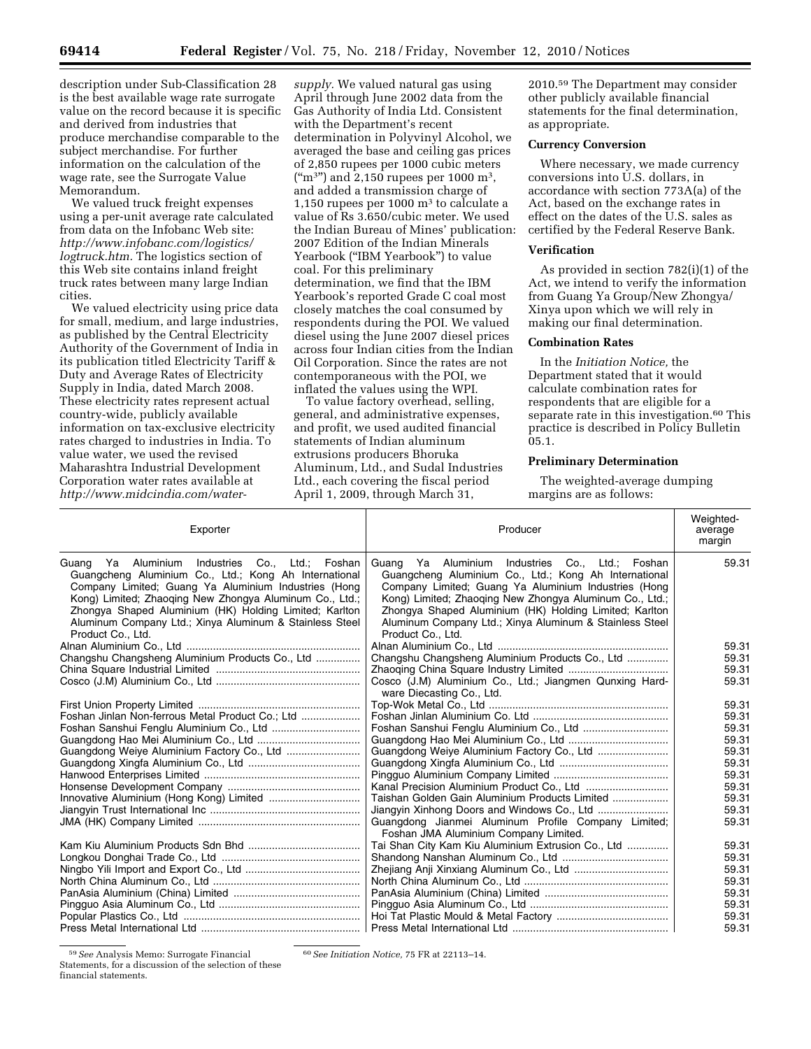description under Sub-Classification 28 is the best available wage rate surrogate value on the record because it is specific and derived from industries that produce merchandise comparable to the subject merchandise. For further information on the calculation of the wage rate, see the Surrogate Value Memorandum.

We valued truck freight expenses using a per-unit average rate calculated from data on the Infobanc Web site: *http://www.infobanc.com/logistics/logtruck.htm*. The logistics section of this Web site contains inland freight truck rates between many large Indian cities.

We valued electricity using price data for small, medium, and large industries, as published by the Central Electricity Authority of the Government of India in its publication titled Electricity Tariff & Duty and Average Rates of Electricity Supply in India, dated March 2008. These electricity rates represent actual country-wide, publicly available information on tax-exclusive electricity rates charged to industries in India. To value water, we used the revised Maharashtra Industrial Development Corporation water rates available at *http://www.midcindia.com/water-supply*. We valued natural gas using April through June 2002 data from the Gas Authority of India Ltd. Consistent with the Department's recent determination in Polyvinyl Alcohol, we averaged the base and ceiling gas prices of 2,850 rupees per 1000 cubic meters ("$m^3$") and 2,150 rupees per 1000 $m^3$, and added a transmission charge of 1,150 rupees per 1000 $m^3$ to calculate a value of Rs 3.650/cubic meter. We used the Indian Bureau of Mines' publication: 2007 Edition of the Indian Minerals Yearbook ("IBM Yearbook") to value coal. For this preliminary determination, we find that the IBM Yearbook's reported Grade C coal most closely matches the coal consumed by respondents during the POI. We valued diesel using the June 2007 diesel prices across four Indian cities from the Indian Oil Corporation. Since the rates are not contemporaneous with the POI, we inflated the values using the WPI.

To value factory overhead, selling, general, and administrative expenses, and profit, we used audited financial statements of Indian aluminum extrusions producers Bhoruka Aluminum, Ltd., and Sudal Industries Ltd., each covering the fiscal period April 1, 2009, through March 31, 2010.[59] The Department may consider other publicly available financial statements for the final determination, as appropriate.

### Currency Conversion

Where necessary, we made currency conversions into U.S. dollars, in accordance with section 773A(a) of the Act, based on the exchange rates in effect on the dates of the U.S. sales as certified by the Federal Reserve Bank.

### Verification

As provided in section 782(i)(1) of the Act, we intend to verify the information from Guang Ya Group/New Zhongya/Xinya upon which we will rely in making our final determination.

### Combination Rates

In the *Initiation Notice,* the Department stated that it would calculate combination rates for respondents that are eligible for a separate rate in this investigation.[60] This practice is described in Policy Bulletin 05.1.

### Preliminary Determination

The weighted-average dumping margins are as follows:

| Exporter | Producer | Weighted-average margin |
|---|---|---|
| Guang Ya Aluminium Industries Co., Ltd.; Foshan Guangcheng Aluminium Co., Ltd.; Kong Ah International Company Limited; Guang Ya Aluminium Industries (Hong Kong) Limited; Zhaoqing New Zhongya Aluminum Co., Ltd.; Zhongya Shaped Aluminium (HK) Holding Limited; Karlton Aluminum Company Ltd.; Xinya Aluminum & Stainless Steel Product Co., Ltd. | Guang Ya Aluminium Industries Co., Ltd.; Foshan Guangcheng Aluminium Co., Ltd.; Kong Ah International Company Limited; Guang Ya Aluminium Industries (Hong Kong) Limited; Zhaoqing New Zhongya Aluminum Co., Ltd.; Zhongya Shaped Aluminium (HK) Holding Limited; Karlton Aluminum Company Ltd.; Xinya Aluminum & Stainless Steel Product Co., Ltd. | 59.31 |
| Alnan Aluminium Co., Ltd | Alnan Aluminium Co., Ltd | 59.31 |
| Changshu Changsheng Aluminium Products Co., Ltd | Changshu Changsheng Aluminium Products Co., Ltd | 59.31 |
| China Square Industrial Limited | Zhaoqing China Square Industry Limited | 59.31 |
| Cosco (J.M) Aluminium Co., Ltd | Cosco (J.M) Aluminium Co., Ltd.; Jiangmen Qunxing Hardware Diecasting Co., Ltd. | 59.31 |
| First Union Property Limited | Top-Wok Metal Co., Ltd | 59.31 |
| Foshan Jinlan Non-ferrous Metal Product Co.; Ltd | Foshan Jinlan Aluminium Co. Ltd | 59.31 |
| Foshan Sanshui Fenglu Aluminium Co., Ltd | Foshan Sanshui Fenglu Aluminium Co., Ltd | 59.31 |
| Guangdong Hao Mei Aluminium Co., Ltd | Guangdong Hao Mei Aluminium Co., Ltd | 59.31 |
| Guangdong Weiye Aluminium Factory Co., Ltd | Guangdong Weiye Aluminium Factory Co., Ltd | 59.31 |
| Guangdong Xingfa Aluminium Co., Ltd | Guangdong Xingfa Aluminium Co., Ltd | 59.31 |
| Hanwood Enterprises Limited | Pingguo Aluminium Company Limited | 59.31 |
| Honsense Development Company | Kanal Precision Aluminium Product Co., Ltd | 59.31 |
| Innovative Aluminium (Hong Kong) Limited | Taishan Golden Gain Aluminium Products Limited | 59.31 |
| Jiangyin Trust International Inc | Jiangyin Xinhong Doors and Windows Co., Ltd | 59.31 |
| JMA (HK) Company Limited | Guangdong Jianmei Aluminum Profile Company Limited; Foshan JMA Aluminium Company Limited. | 59.31 |
| Kam Kiu Aluminium Products Sdn Bhd | Tai Shan City Kam Kiu Aluminium Extrusion Co., Ltd | 59.31 |
| Longkou Donghai Trade Co., Ltd | Shandong Nanshan Aluminum Co., Ltd | 59.31 |
| Ningbo Yili Import and Export Co., Ltd | Zhejiang Anji Xinxiang Aluminum Co., Ltd | 59.31 |
| North China Aluminum Co., Ltd | North China Aluminum Co., Ltd | 59.31 |
| PanAsia Aluminium (China) Limited | PanAsia Aluminium (China) Limited | 59.31 |
| Pingguo Asia Aluminum Co., Ltd | Pingguo Asia Aluminum Co., Ltd | 59.31 |
| Popular Plastics Co., Ltd | Hoi Tat Plastic Mould & Metal Factory | 59.31 |
| Press Metal International Ltd | Press Metal International Ltd | 59.31 |

[59] *See* Analysis Memo: Surrogate Financial Statements, for a discussion of the selection of these financial statements.

[60] *See Initiation Notice,* 75 FR at 22113–14.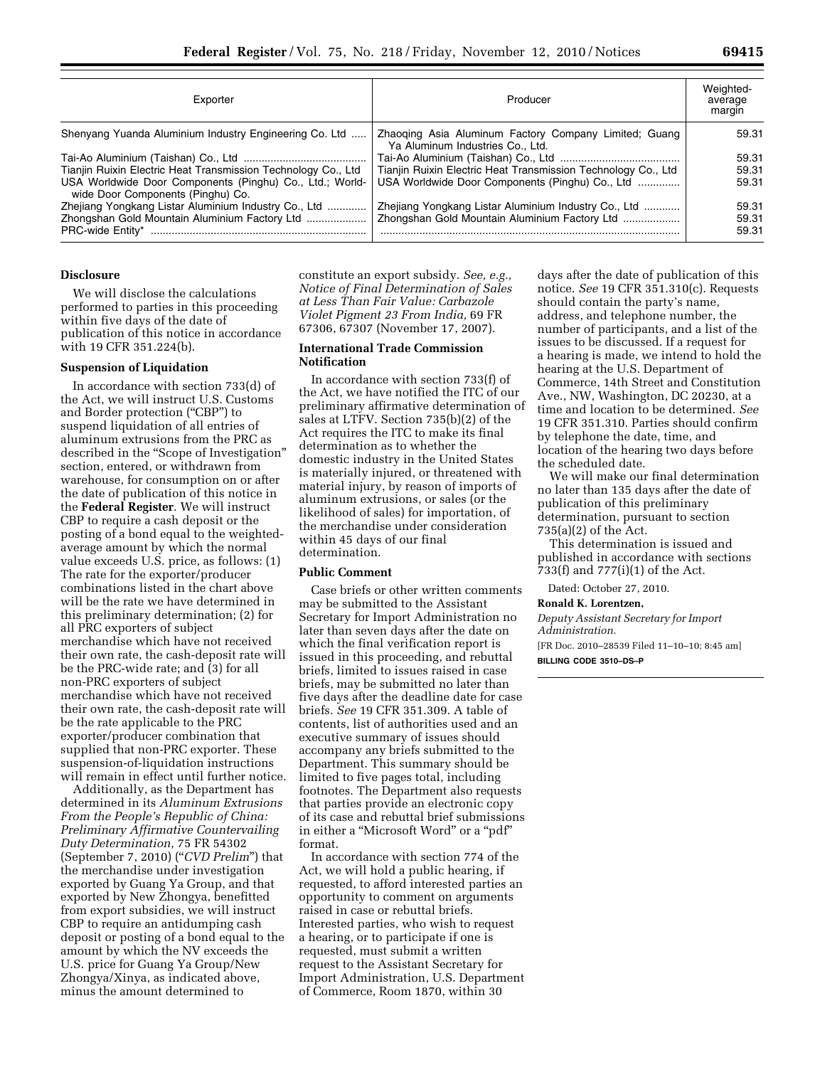| Exporter | Producer | Weighted-average margin |
| --- | --- | --- |
| Shenyang Yuanda Aluminium Industry Engineering Co. Ltd | Zhaoqing Asia Aluminum Factory Company Limited; Guang Ya Aluminum Industries Co., Ltd. | 59.31 |
| Tai-Ao Aluminium (Taishan) Co., Ltd | Tai-Ao Aluminium (Taishan) Co., Ltd | 59.31 |
| Tianjin Ruixin Electric Heat Transmission Technology Co., Ltd | Tianjin Ruixin Electric Heat Transmission Technology Co., Ltd | 59.31 |
| USA Worldwide Door Components (Pinghu) Co., Ltd.; World-wide Door Components (Pinghu) Co. | USA Worldwide Door Components (Pinghu) Co., Ltd | 59.31 |
| Zhejiang Yongkang Listar Aluminium Industry Co., Ltd | Zhejiang Yongkang Listar Aluminium Industry Co., Ltd | 59.31 |
| Zhongshan Gold Mountain Aluminium Factory Ltd | Zhongshan Gold Mountain Aluminium Factory Ltd | 59.31 |
| PRC-wide Entity* | | 59.31 |

**Disclosure**

We will disclose the calculations performed to parties in this proceeding within five days of the date of publication of this notice in accordance with 19 CFR 351.224(b).

**Suspension of Liquidation**

In accordance with section 733(d) of the Act, we will instruct U.S. Customs and Border protection ("CBP") to suspend liquidation of all entries of aluminum extrusions from the PRC as described in the "Scope of Investigation" section, entered, or withdrawn from warehouse, for consumption on or after the date of publication of this notice in the **Federal Register**. We will instruct CBP to require a cash deposit or the posting of a bond equal to the weighted-average amount by which the normal value exceeds U.S. price, as follows: (1) The rate for the exporter/producer combinations listed in the chart above will be the rate we have determined in this preliminary determination; (2) for all PRC exporters of subject merchandise which have not received their own rate, the cash-deposit rate will be the PRC-wide rate; and (3) for all non-PRC exporters of subject merchandise which have not received their own rate, the cash-deposit rate will be the rate applicable to the PRC exporter/producer combination that supplied that non-PRC exporter. These suspension-of-liquidation instructions will remain in effect until further notice.

Additionally, as the Department has determined in its *Aluminum Extrusions From the People's Republic of China: Preliminary Affirmative Countervailing Duty Determination,* 75 FR 54302 (September 7, 2010) ("*CVD Prelim*") that the merchandise under investigation exported by Guang Ya Group, and that exported by New Zhongya, benefitted from export subsidies, we will instruct CBP to require an antidumping cash deposit or posting of a bond equal to the amount by which the NV exceeds the U.S. price for Guang Ya Group/New Zhongya/Xinya, as indicated above, minus the amount determined to constitute an export subsidy. *See, e.g., Notice of Final Determination of Sales at Less Than Fair Value: Carbazole Violet Pigment 23 From India,* 69 FR 67306, 67307 (November 17, 2007).

**International Trade Commission Notification**

In accordance with section 733(f) of the Act, we have notified the ITC of our preliminary affirmative determination of sales at LTFV. Section 735(b)(2) of the Act requires the ITC to make its final determination as to whether the domestic industry in the United States is materially injured, or threatened with material injury, by reason of imports of aluminum extrusions, or sales (or the likelihood of sales) for importation, of the merchandise under consideration within 45 days of our final determination.

**Public Comment**

Case briefs or other written comments may be submitted to the Assistant Secretary for Import Administration no later than seven days after the date on which the final verification report is issued in this proceeding, and rebuttal briefs, limited to issues raised in case briefs, may be submitted no later than five days after the deadline date for case briefs. *See* 19 CFR 351.309. A table of contents, list of authorities used and an executive summary of issues should accompany any briefs submitted to the Department. This summary should be limited to five pages total, including footnotes. The Department also requests that parties provide an electronic copy of its case and rebuttal brief submissions in either a "Microsoft Word" or a "pdf" format.

In accordance with section 774 of the Act, we will hold a public hearing, if requested, to afford interested parties an opportunity to comment on arguments raised in case or rebuttal briefs. Interested parties, who wish to request a hearing, or to participate if one is requested, must submit a written request to the Assistant Secretary for Import Administration, U.S. Department of Commerce, Room 1870, within 30 days after the date of publication of this notice. *See* 19 CFR 351.310(c). Requests should contain the party's name, address, and telephone number, the number of participants, and a list of the issues to be discussed. If a request for a hearing is made, we intend to hold the hearing at the U.S. Department of Commerce, 14th Street and Constitution Ave., NW, Washington, DC 20230, at a time and location to be determined. *See* 19 CFR 351.310. Parties should confirm by telephone the date, time, and location of the hearing two days before the scheduled date.

We will make our final determination no later than 135 days after the date of publication of this preliminary determination, pursuant to section 735(a)(2) of the Act.

This determination is issued and published in accordance with sections 733(f) and 777(i)(1) of the Act.

Dated: October 27, 2010.

**Ronald K. Lorentzen,**

*Deputy Assistant Secretary for Import Administration.*

[FR Doc. 2010–28539 Filed 11–10–10; 8:45 am]

**BILLING CODE 3510–DS–P**